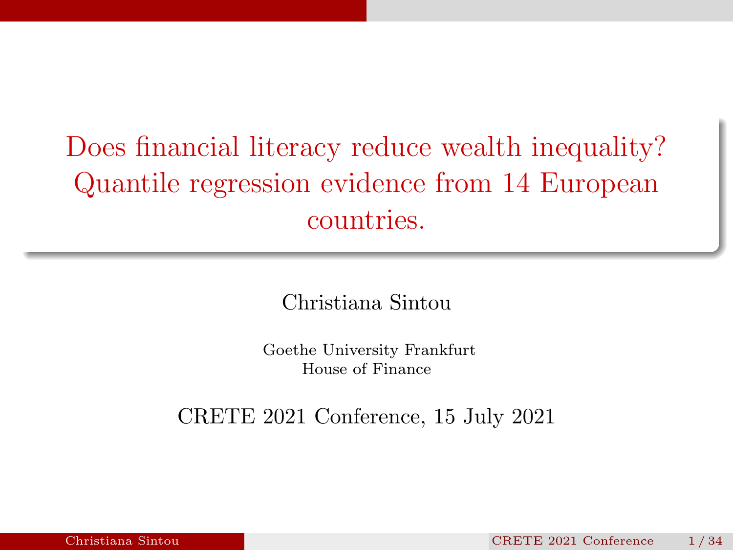# Does financial literacy reduce wealth inequality? Quantile regression evidence from 14 European countries.

Christiana Sintou

Goethe University Frankfurt
House of Finance

CRETE 2021 Conference, 15 July 2021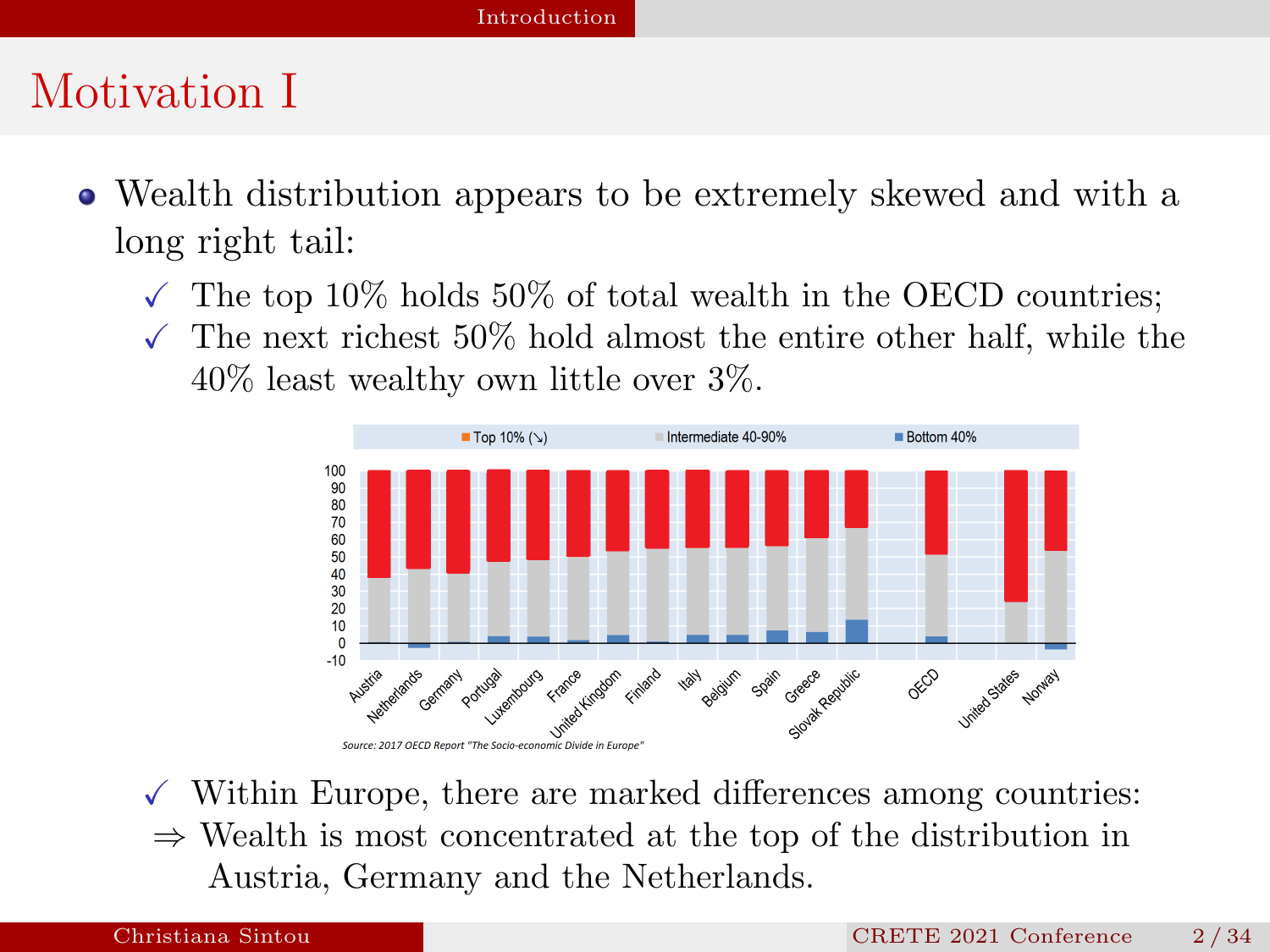## Motivation I

- Wealth distribution appears to be extremely skewed and with a long right tail:
  - ✓ The top 10% holds 50% of total wealth in the OECD countries;
  - ✓ The next richest 50% hold almost the entire other half, while the 40% least wealthy own little over 3%.

Source: 2017 OECD Report "The Socio-economic Divide in Europe"

- ✓ Within Europe, there are marked differences among countries:
- ⇒ Wealth is most concentrated at the top of the distribution in Austria, Germany and the Netherlands.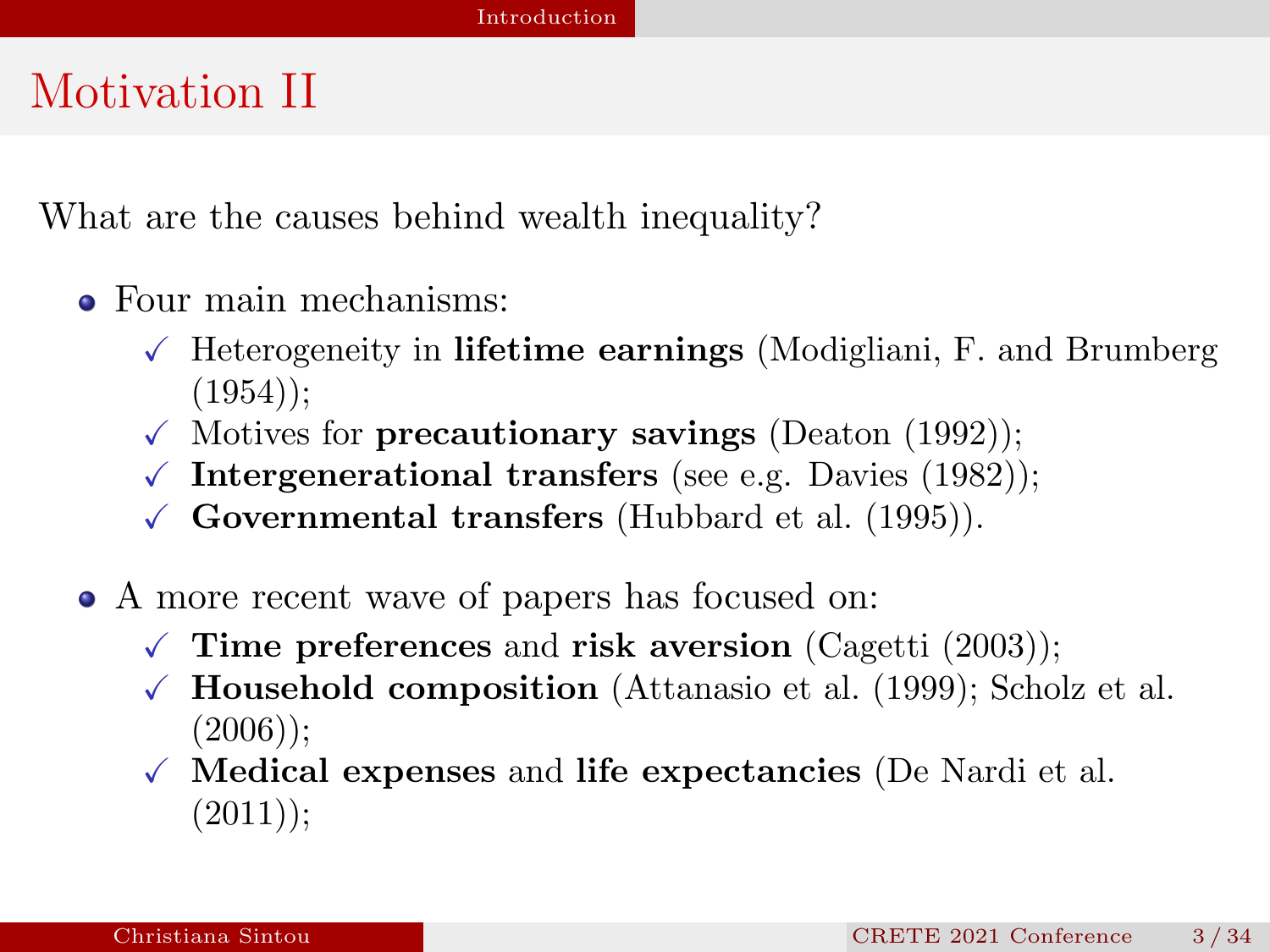# Motivation II

What are the causes behind wealth inequality?

- Four main mechanisms:
  - ✓ Heterogeneity in **lifetime earnings** (Modigliani, F. and Brumberg (1954));
  - ✓ Motives for **precautionary savings** (Deaton (1992));
  - ✓ **Intergenerational transfers** (see e.g. Davies (1982));
  - ✓ **Governmental transfers** (Hubbard et al. (1995)).
- A more recent wave of papers has focused on:
  - ✓ **Time preferences** and **risk aversion** (Cagetti (2003));
  - ✓ **Household composition** (Attanasio et al. (1999); Scholz et al. (2006));
  - ✓ **Medical expenses** and **life expectancies** (De Nardi et al. (2011));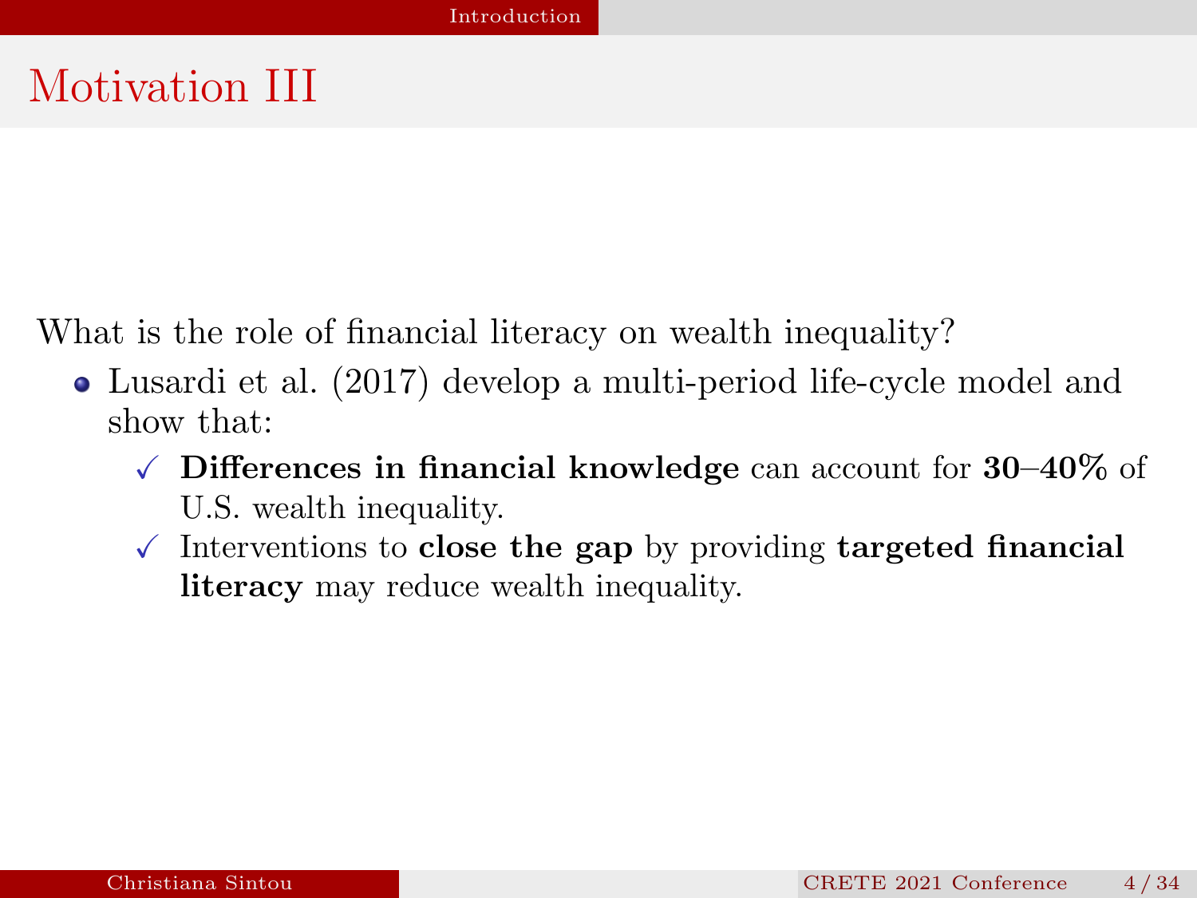# Motivation III

What is the role of financial literacy on wealth inequality?

- Lusardi et al. (2017) develop a multi-period life-cycle model and show that:
  - ✓ **Differences in financial knowledge** can account for **30–40%** of U.S. wealth inequality.
  - ✓ Interventions to **close the gap** by providing **targeted financial literacy** may reduce wealth inequality.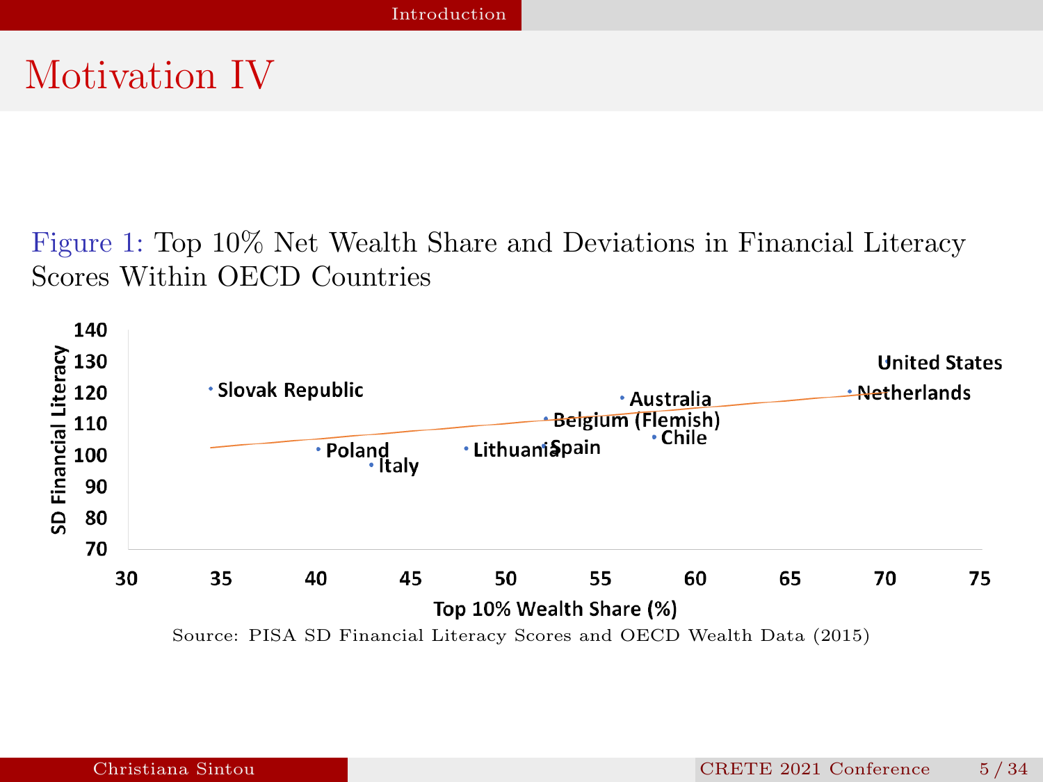# Motivation IV

Figure 1: Top 10% Net Wealth Share and Deviations in Financial Literacy Scores Within OECD Countries

Source: PISA SD Financial Literacy Scores and OECD Wealth Data (2015)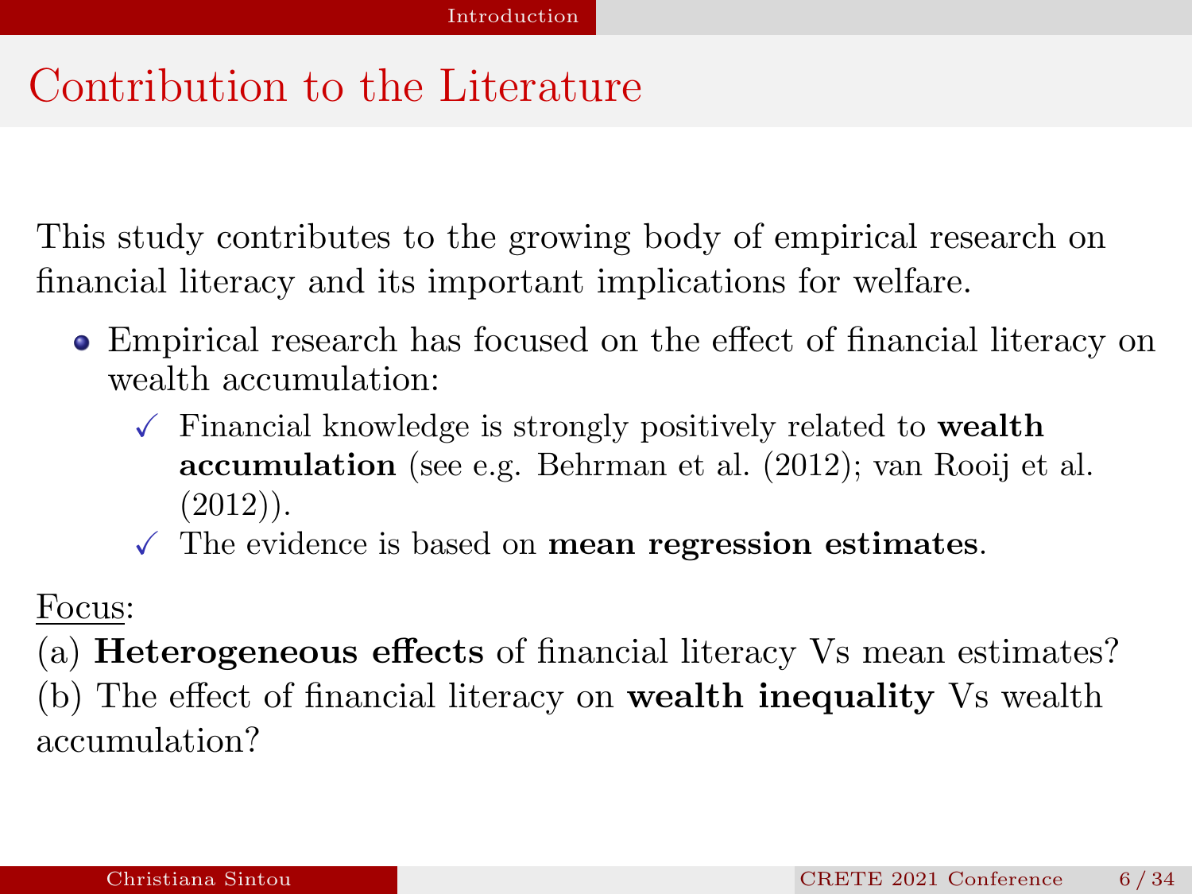# Contribution to the Literature

This study contributes to the growing body of empirical research on financial literacy and its important implications for welfare.

- Empirical research has focused on the effect of financial literacy on wealth accumulation:
  - ✓ Financial knowledge is strongly positively related to **wealth accumulation** (see e.g. Behrman et al. (2012); van Rooij et al. (2012)).
  - ✓ The evidence is based on **mean regression estimates**.

<u>Focus</u>:

(a) **Heterogeneous effects** of financial literacy Vs mean estimates?
(b) The effect of financial literacy on **wealth inequality** Vs wealth accumulation?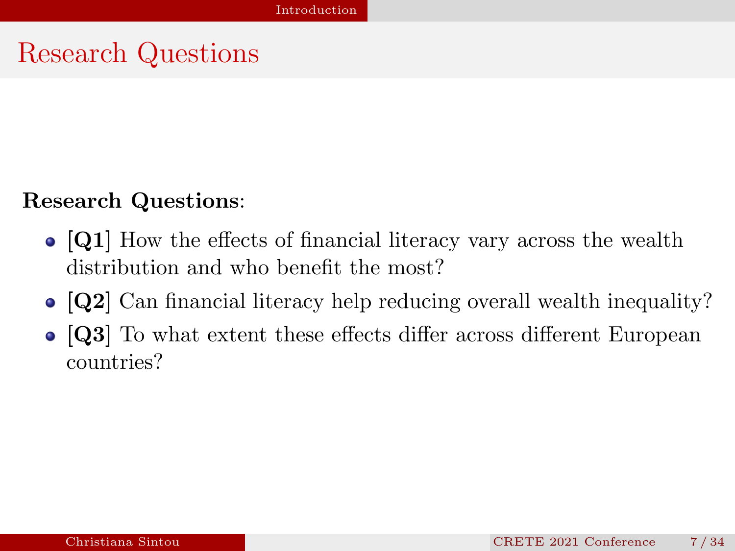# Research Questions

**Research Questions**:

- **[Q1]** How the effects of financial literacy vary across the wealth distribution and who benefit the most?
- **[Q2]** Can financial literacy help reducing overall wealth inequality?
- **[Q3]** To what extent these effects differ across different European countries?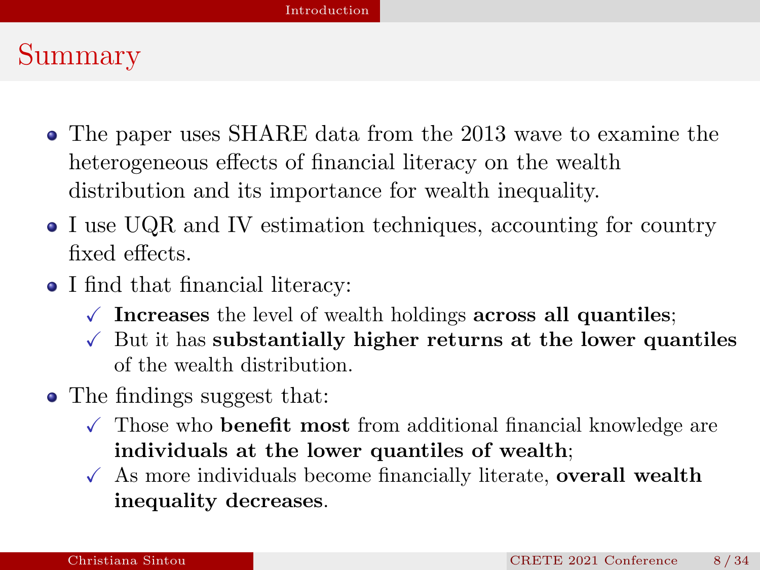## Summary

- The paper uses SHARE data from the 2013 wave to examine the heterogeneous effects of financial literacy on the wealth distribution and its importance for wealth inequality.
- I use UQR and IV estimation techniques, accounting for country fixed effects.
- I find that financial literacy:
  - ✓ **Increases** the level of wealth holdings **across all quantiles**;
  - ✓ But it has **substantially higher returns at the lower quantiles** of the wealth distribution.
- The findings suggest that:
  - ✓ Those who **benefit most** from additional financial knowledge are **individuals at the lower quantiles of wealth**;
  - ✓ As more individuals become financially literate, **overall wealth inequality decreases**.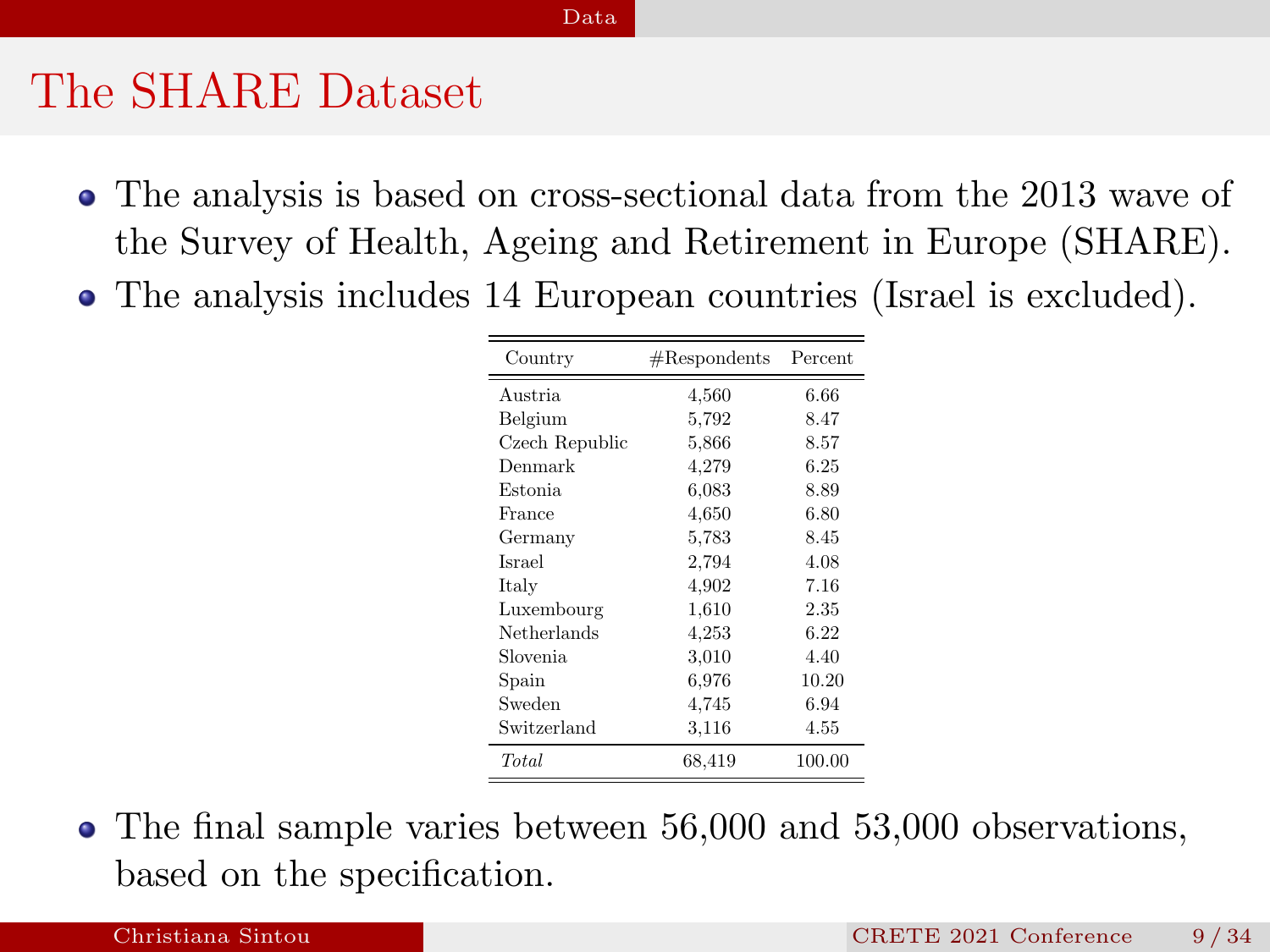# The SHARE Dataset

- The analysis is based on cross-sectional data from the 2013 wave of the Survey of Health, Ageing and Retirement in Europe (SHARE).
- The analysis includes 14 European countries (Israel is excluded).

| Country | #Respondents | Percent |
|---|---|---|
| Austria | 4,560 | 6.66 |
| Belgium | 5,792 | 8.47 |
| Czech Republic | 5,866 | 8.57 |
| Denmark | 4,279 | 6.25 |
| Estonia | 6,083 | 8.89 |
| France | 4,650 | 6.80 |
| Germany | 5,783 | 8.45 |
| Israel | 2,794 | 4.08 |
| Italy | 4,902 | 7.16 |
| Luxembourg | 1,610 | 2.35 |
| Netherlands | 4,253 | 6.22 |
| Slovenia | 3,010 | 4.40 |
| Spain | 6,976 | 10.20 |
| Sweden | 4,745 | 6.94 |
| Switzerland | 3,116 | 4.55 |
| *Total* | 68,419 | 100.00 |

- The final sample varies between 56,000 and 53,000 observations, based on the specification.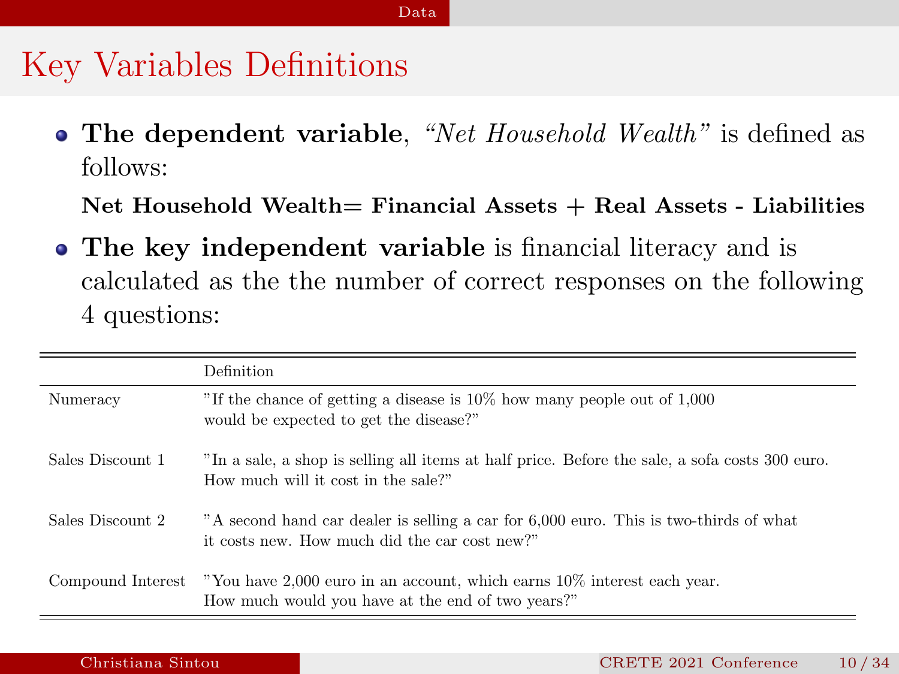# Key Variables Definitions

- **The dependent variable**, *"Net Household Wealth"* is defined as follows:

  **Net Household Wealth= Financial Assets + Real Assets - Liabilities**

- **The key independent variable** is financial literacy and is calculated as the the number of correct responses on the following 4 questions:

| | Definition |
|---|---|
| Numeracy | "If the chance of getting a disease is 10% how many people out of 1,000 would be expected to get the disease?" |
| Sales Discount 1 | "In a sale, a shop is selling all items at half price. Before the sale, a sofa costs 300 euro. How much will it cost in the sale?" |
| Sales Discount 2 | "A second hand car dealer is selling a car for 6,000 euro. This is two-thirds of what it costs new. How much did the car cost new?" |
| Compound Interest | "You have 2,000 euro in an account, which earns 10% interest each year. How much would you have at the end of two years?" |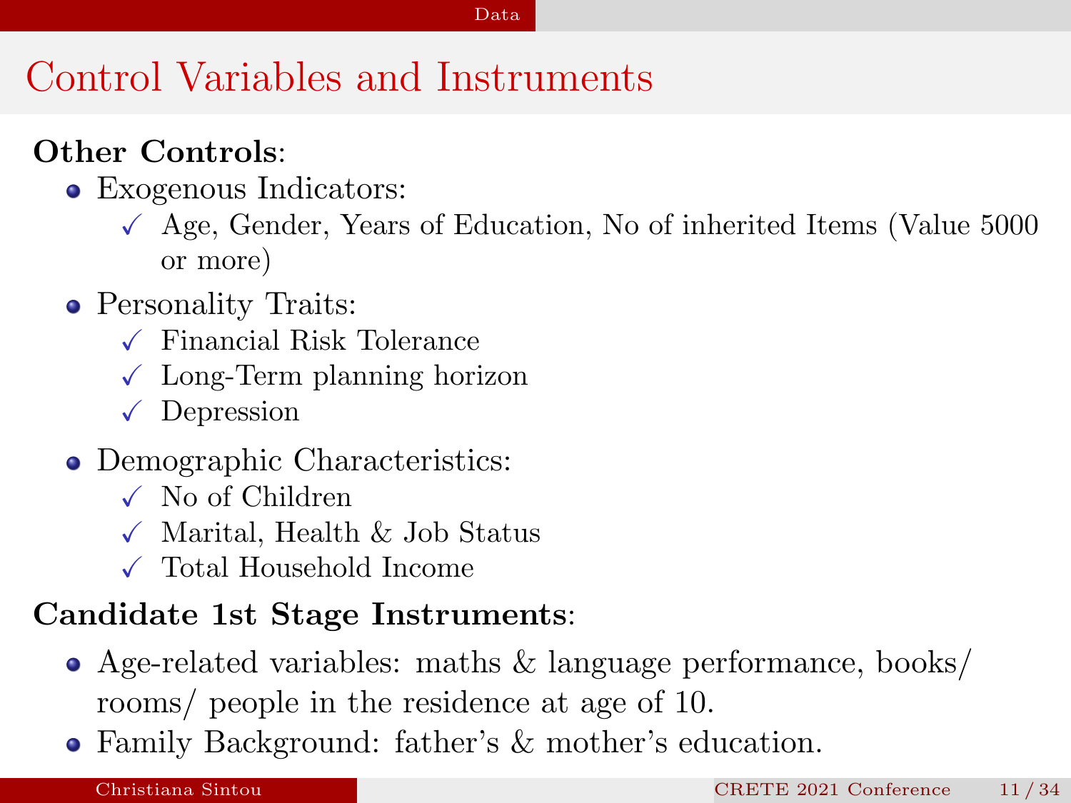# Control Variables and Instruments

**Other Controls**:

- Exogenous Indicators:
  - ✓ Age, Gender, Years of Education, No of inherited Items (Value 5000 or more)
- Personality Traits:
  - ✓ Financial Risk Tolerance
  - ✓ Long-Term planning horizon
  - ✓ Depression
- Demographic Characteristics:
  - ✓ No of Children
  - ✓ Marital, Health & Job Status
  - ✓ Total Household Income

**Candidate 1st Stage Instruments**:

- Age-related variables: maths & language performance, books/ rooms/ people in the residence at age of 10.
- Family Background: father's & mother's education.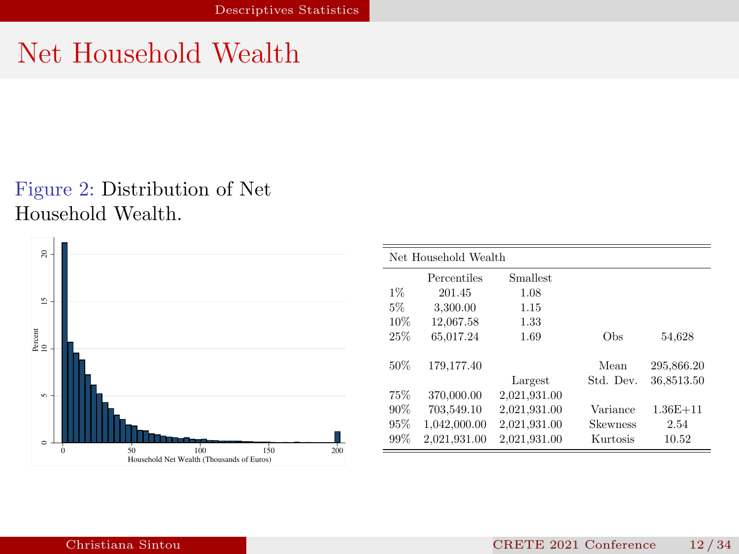# Net Household Wealth

Figure 2: Distribution of Net Household Wealth.

| Net Household Wealth | | | | |
|---|---|---|---|---|
| | Percentiles | Smallest | | |
| 1% | 201.45 | 1.08 | | |
| 5% | 3,300.00 | 1.15 | | |
| 10% | 12,067.58 | 1.33 | | |
| 25% | 65,017.24 | 1.69 | Obs | 54,628 |
| 50% | 179,177.40 | | Mean | 295,866.20 |
| | | Largest | Std. Dev. | 36,8513.50 |
| 75% | 370,000.00 | 2,021,931.00 | | |
| 90% | 703,549.10 | 2,021,931.00 | Variance | 1.36E+11 |
| 95% | 1,042,000.00 | 2,021,931.00 | Skewness | 2.54 |
| 99% | 2,021,931.00 | 2,021,931.00 | Kurtosis | 10.52 |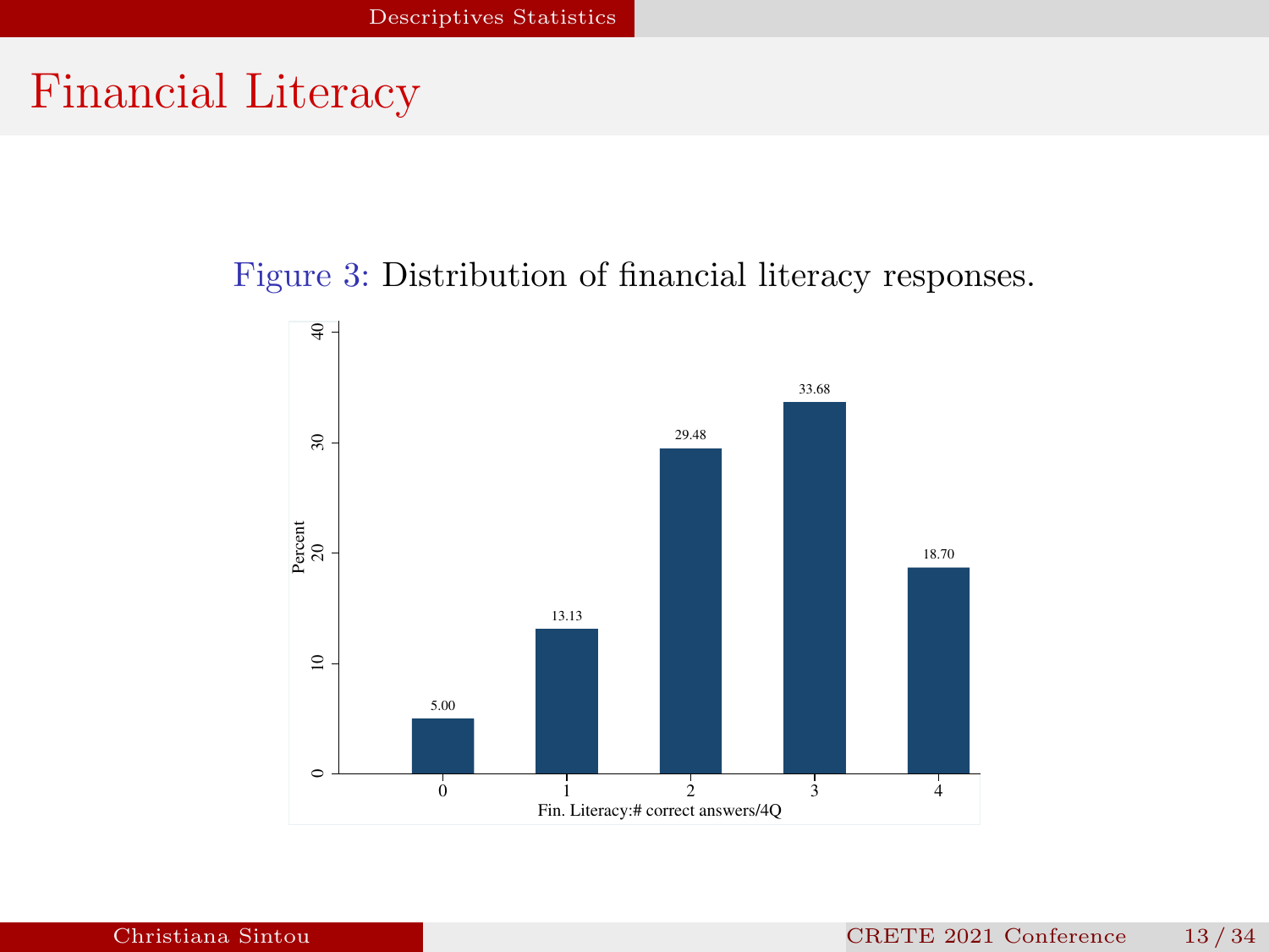# Financial Literacy

Figure 3: Distribution of financial literacy responses.

| Fin. Literacy: # correct answers/4Q | Percent |
|---|---|
| 0 | 5.00 |
| 1 | 13.13 |
| 2 | 29.48 |
| 3 | 33.68 |
| 4 | 18.70 |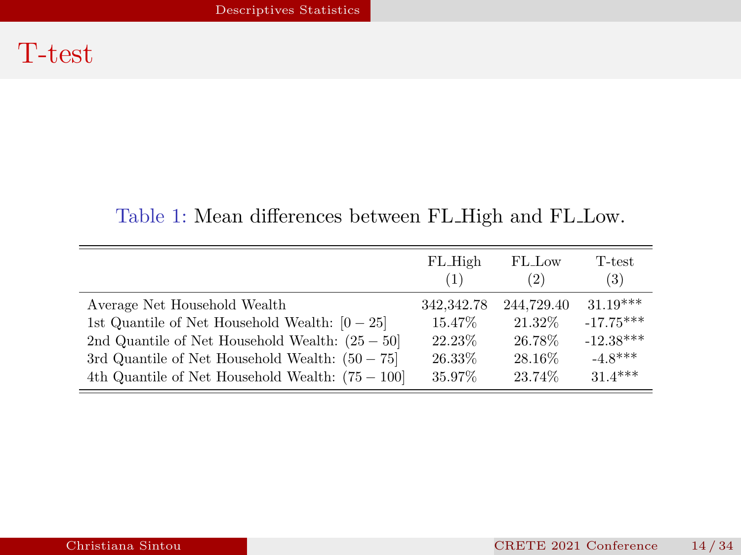# T-test

Table 1: Mean differences between FL_High and FL_Low.

| | FL_High (1) | FL_Low (2) | T-test (3) |
|---|---|---|---|
| Average Net Household Wealth | 342,342.78 | 244,729.40 | 31.19*** |
| 1st Quantile of Net Household Wealth: $[0-25]$ | 15.47% | 21.32% | -17.75*** |
| 2nd Quantile of Net Household Wealth: $(25-50]$ | 22.23% | 26.78% | -12.38*** |
| 3rd Quantile of Net Household Wealth: $(50-75]$ | 26.33% | 28.16% | -4.8*** |
| 4th Quantile of Net Household Wealth: $(75-100]$ | 35.97% | 23.74% | 31.4*** |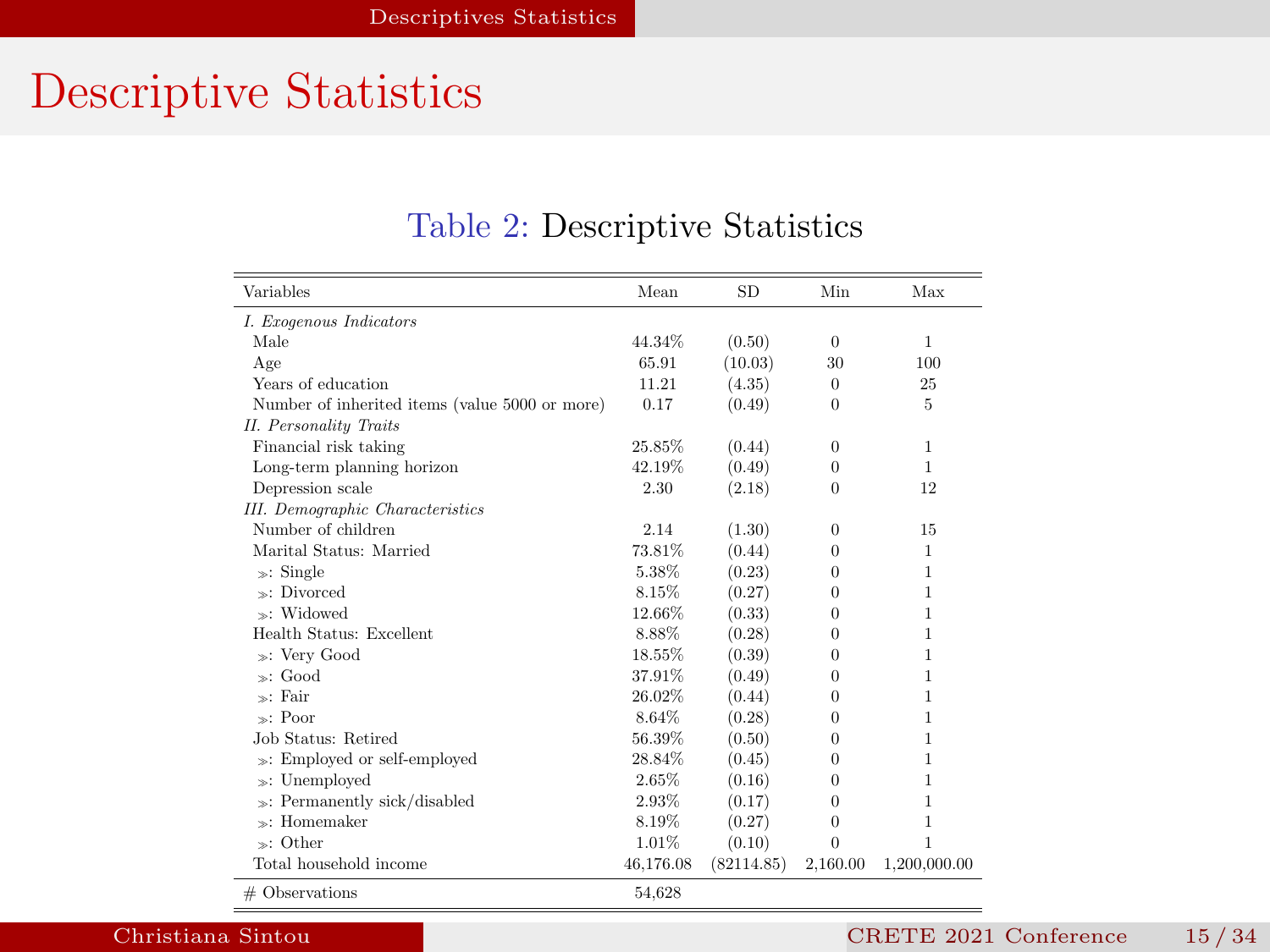# Descriptive Statistics

Table 2: Descriptive Statistics

| Variables | Mean | SD | Min | Max |
|---|---|---|---|---|
| *I. Exogenous Indicators* | | | | |
| Male | 44.34% | (0.50) | 0 | 1 |
| Age | 65.91 | (10.03) | 30 | 100 |
| Years of education | 11.21 | (4.35) | 0 | 25 |
| Number of inherited items (value 5000 or more) | 0.17 | (0.49) | 0 | 5 |
| *II. Personality Traits* | | | | |
| Financial risk taking | 25.85% | (0.44) | 0 | 1 |
| Long-term planning horizon | 42.19% | (0.49) | 0 | 1 |
| Depression scale | 2.30 | (2.18) | 0 | 12 |
| *III. Demographic Characteristics* | | | | |
| Number of children | 2.14 | (1.30) | 0 | 15 |
| Marital Status: Married | 73.81% | (0.44) | 0 | 1 |
| ≫: Single | 5.38% | (0.23) | 0 | 1 |
| ≫: Divorced | 8.15% | (0.27) | 0 | 1 |
| ≫: Widowed | 12.66% | (0.33) | 0 | 1 |
| Health Status: Excellent | 8.88% | (0.28) | 0 | 1 |
| ≫: Very Good | 18.55% | (0.39) | 0 | 1 |
| ≫: Good | 37.91% | (0.49) | 0 | 1 |
| ≫: Fair | 26.02% | (0.44) | 0 | 1 |
| ≫: Poor | 8.64% | (0.28) | 0 | 1 |
| Job Status: Retired | 56.39% | (0.50) | 0 | 1 |
| ≫: Employed or self-employed | 28.84% | (0.45) | 0 | 1 |
| ≫: Unemployed | 2.65% | (0.16) | 0 | 1 |
| ≫: Permanently sick/disabled | 2.93% | (0.17) | 0 | 1 |
| ≫: Homemaker | 8.19% | (0.27) | 0 | 1 |
| ≫: Other | 1.01% | (0.10) | 0 | 1 |
| Total household income | 46,176.08 | (82114.85) | 2,160.00 | 1,200,000.00 |
| # Observations | 54,628 | | | |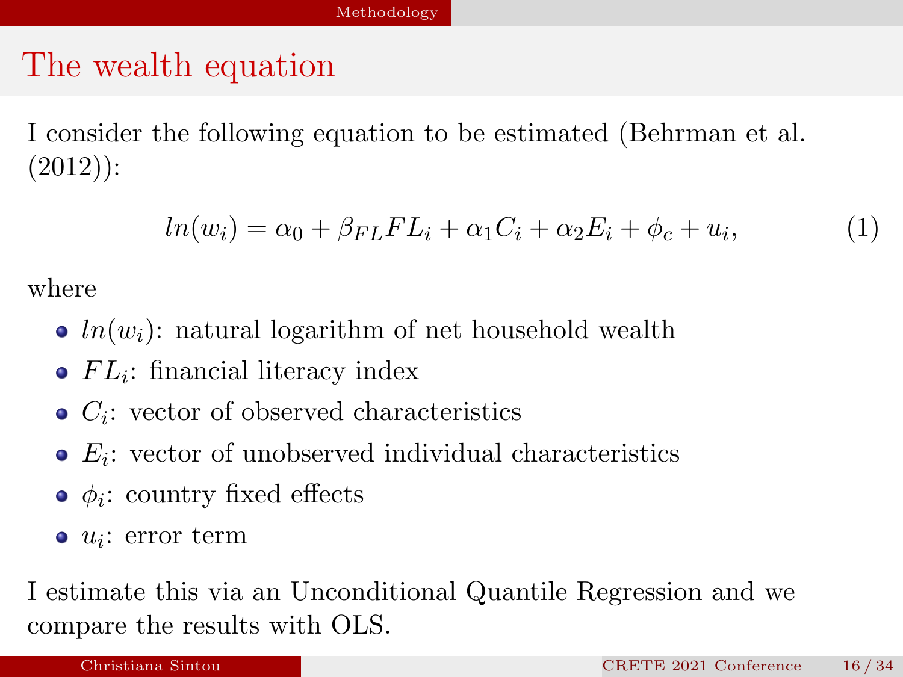# The wealth equation

I consider the following equation to be estimated (Behrman et al. (2012)):

$$ln(w_i) = \alpha_0 + \beta_{FL} FL_i + \alpha_1 C_i + \alpha_2 E_i + \phi_c + u_i, \tag{1}$$

where

- $ln(w_i)$: natural logarithm of net household wealth
- $FL_i$: financial literacy index
- $C_i$: vector of observed characteristics
- $E_i$: vector of unobserved individual characteristics
- $\phi_i$: country fixed effects
- $u_i$: error term

I estimate this via an Unconditional Quantile Regression and we compare the results with OLS.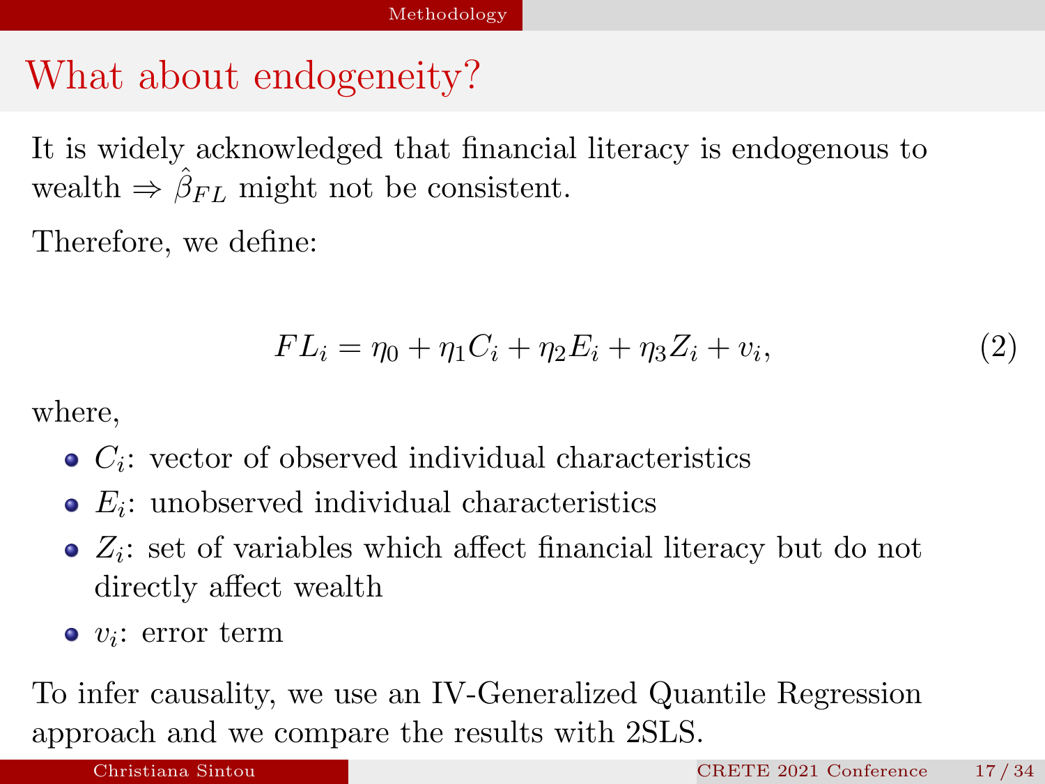# What about endogeneity?

It is widely acknowledged that financial literacy is endogenous to wealth $\Rightarrow \hat{\beta}_{FL}$ might not be consistent.

Therefore, we define:

$$FL_i = \eta_0 + \eta_1 C_i + \eta_2 E_i + \eta_3 Z_i + v_i, \tag{2}$$

where,

- $C_i$: vector of observed individual characteristics
- $E_i$: unobserved individual characteristics
- $Z_i$: set of variables which affect financial literacy but do not directly affect wealth
- $v_i$: error term

To infer causality, we use an IV-Generalized Quantile Regression approach and we compare the results with 2SLS.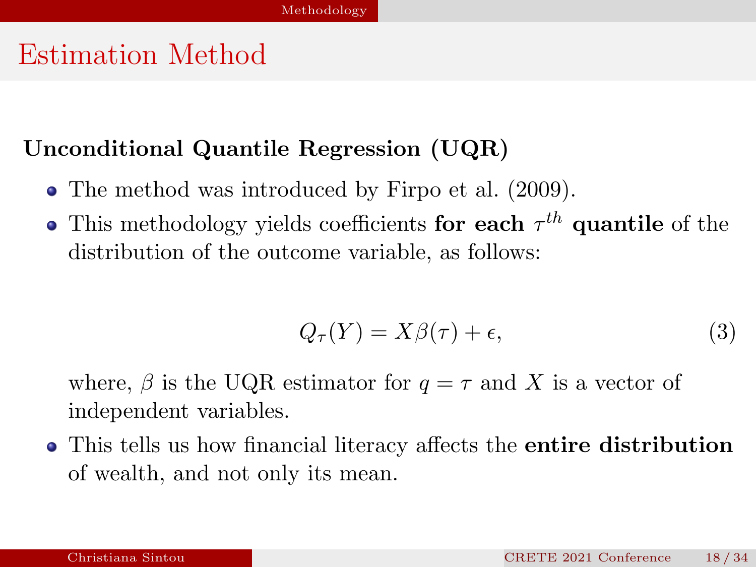# Estimation Method

**Unconditional Quantile Regression (UQR)**

- The method was introduced by Firpo et al. (2009).
- This methodology yields coefficients **for each $\tau^{th}$ quantile** of the distribution of the outcome variable, as follows:

$$Q_\tau(Y) = X\beta(\tau) + \epsilon, \tag{3}$$

  where, $\beta$ is the UQR estimator for $q = \tau$ and $X$ is a vector of independent variables.

- This tells us how financial literacy affects the **entire distribution** of wealth, and not only its mean.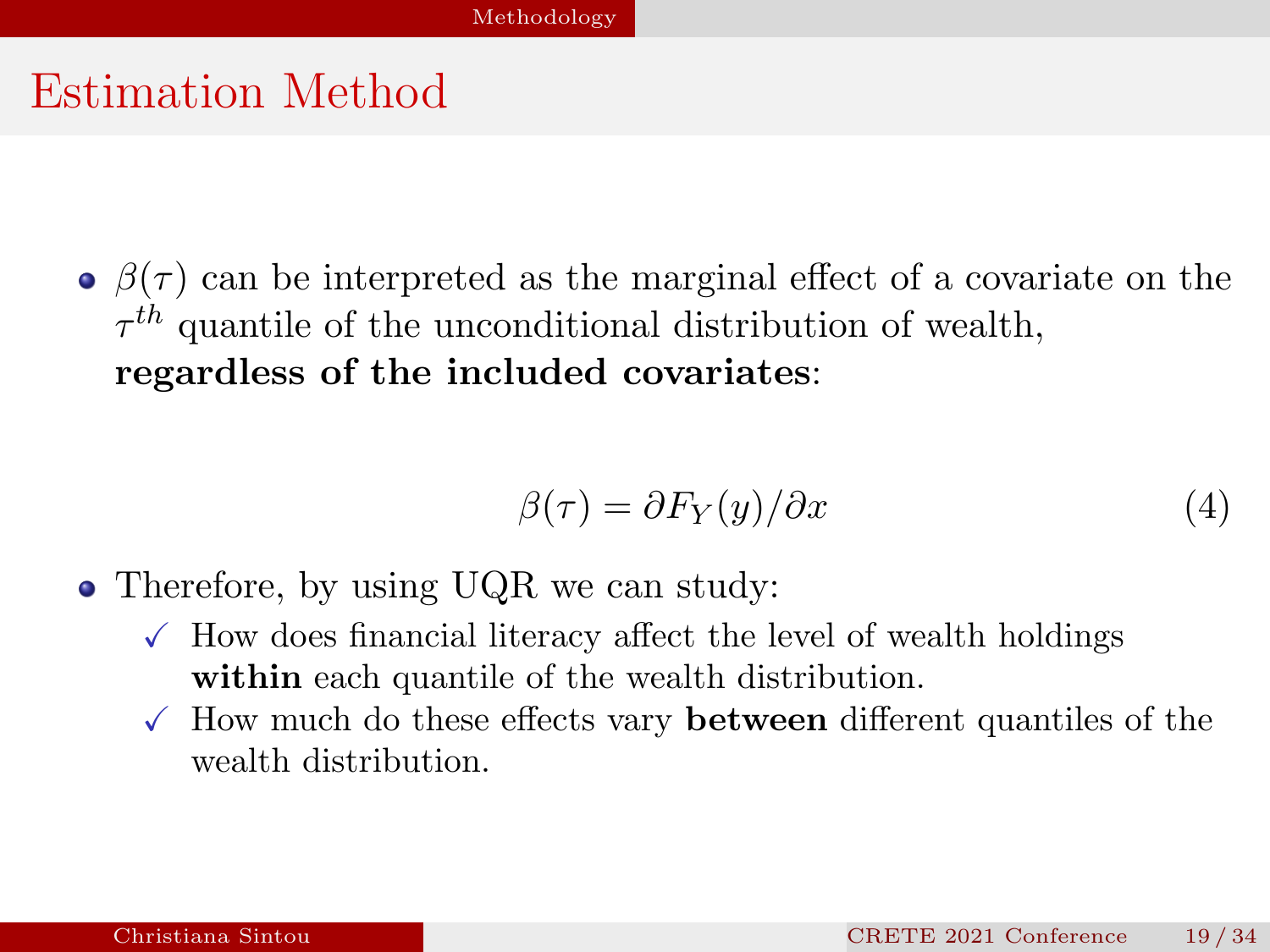# Estimation Method

- $\beta(\tau)$ can be interpreted as the marginal effect of a covariate on the $\tau^{th}$ quantile of the unconditional distribution of wealth, **regardless of the included covariates**:

$$\beta(\tau) = \partial F_Y(y)/\partial x \tag{4}$$

- Therefore, by using UQR we can study:
  - ✓ How does financial literacy affect the level of wealth holdings **within** each quantile of the wealth distribution.
  - ✓ How much do these effects vary **between** different quantiles of the wealth distribution.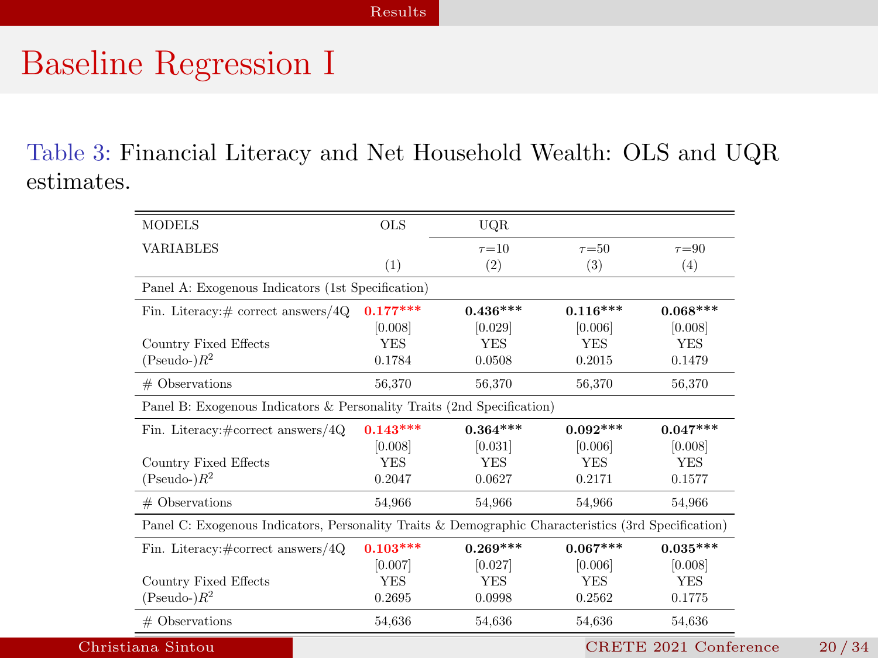# Baseline Regression I

Table 3: Financial Literacy and Net Household Wealth: OLS and UQR estimates.

| MODELS | OLS | UQR | | |
|---|---|---|---|---|
| VARIABLES | | $\tau$=10 | $\tau$=50 | $\tau$=90 |
| | (1) | (2) | (3) | (4) |
| Panel A: Exogenous Indicators (1st Specification) | | | | |
| Fin. Literacy:# correct answers/4Q | **0.177*** ** | **0.436*** ** | **0.116*** ** | **0.068*** ** |
| | [0.008] | [0.029] | [0.006] | [0.008] |
| Country Fixed Effects | YES | YES | YES | YES |
| (Pseudo-)$R^2$ | 0.1784 | 0.0508 | 0.2015 | 0.1479 |
| # Observations | 56,370 | 56,370 | 56,370 | 56,370 |
| Panel B: Exogenous Indicators & Personality Traits (2nd Specification) | | | | |
| Fin. Literacy:#correct answers/4Q | **0.143*** ** | **0.364*** ** | **0.092*** ** | **0.047*** ** |
| | [0.008] | [0.031] | [0.006] | [0.008] |
| Country Fixed Effects | YES | YES | YES | YES |
| (Pseudo-)$R^2$ | 0.2047 | 0.0627 | 0.2171 | 0.1577 |
| # Observations | 54,966 | 54,966 | 54,966 | 54,966 |
| Panel C: Exogenous Indicators, Personality Traits & Demographic Characteristics (3rd Specification) | | | | |
| Fin. Literacy:#correct answers/4Q | **0.103*** ** | **0.269*** ** | **0.067*** ** | **0.035*** ** |
| | [0.007] | [0.027] | [0.006] | [0.008] |
| Country Fixed Effects | YES | YES | YES | YES |
| (Pseudo-)$R^2$ | 0.2695 | 0.0998 | 0.2562 | 0.1775 |
| # Observations | 54,636 | 54,636 | 54,636 | 54,636 |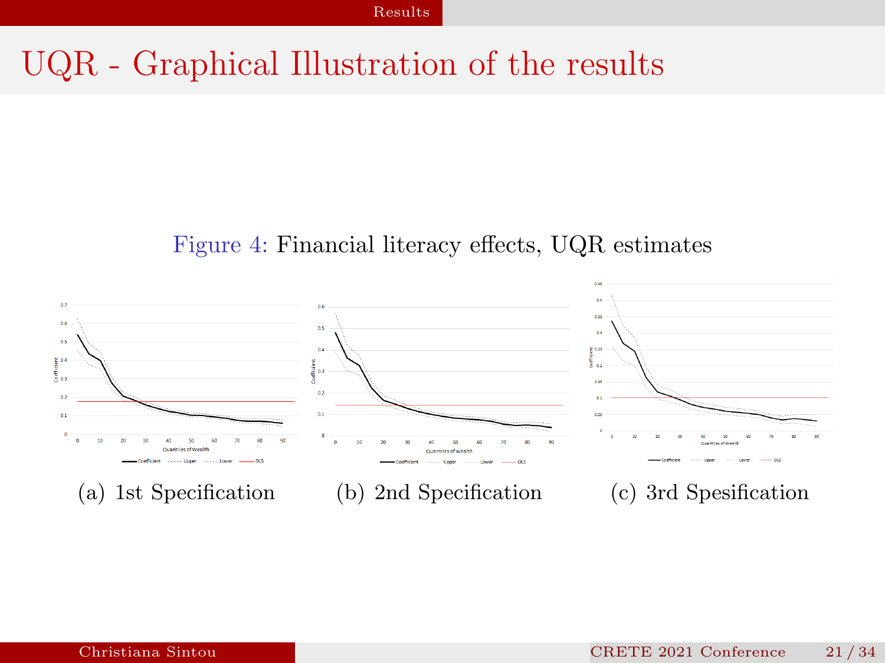# UQR - Graphical Illustration of the results

Figure 4: Financial literacy effects, UQR estimates

(a) 1st Specification

(b) 2nd Specification

(c) 3rd Spesification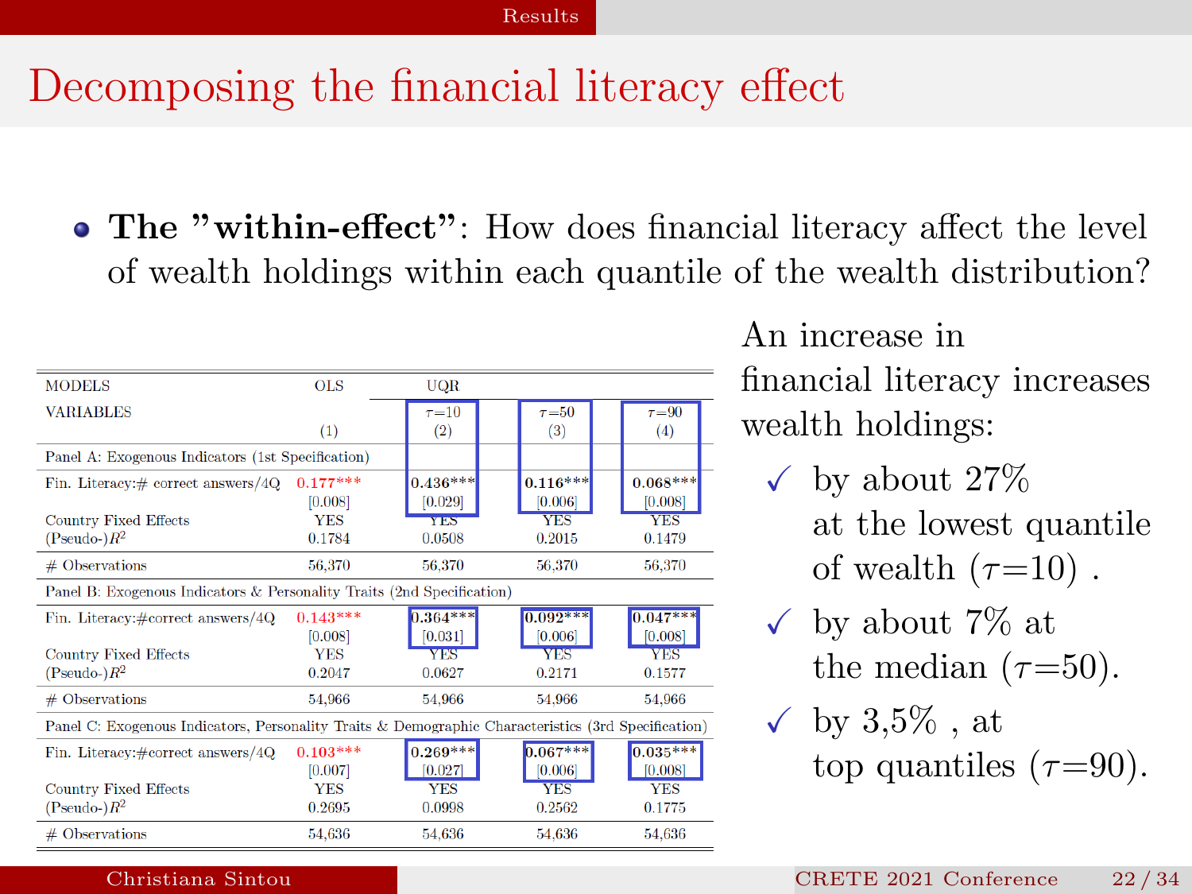# Decomposing the financial literacy effect

- **The "within-effect"**: How does financial literacy affect the level of wealth holdings within each quantile of the wealth distribution?

| MODELS | OLS | UQR | | |
|---|---|---|---|---|
| VARIABLES | | $\tau$=10 | $\tau$=50 | $\tau$=90 |
| | (1) | (2) | (3) | (4) |
| Panel A: Exogenous Indicators (1st Specification) | | | | |
| Fin. Literacy:# correct answers/4Q | 0.177*** | **0.436***** | **0.116***** | **0.068***** |
| | [0.008] | [0.029] | [0.006] | [0.008] |
| Country Fixed Effects | YES | YES | YES | YES |
| (Pseudo-)$R^2$ | 0.1784 | 0.0508 | 0.2015 | 0.1479 |
| # Observations | 56,370 | 56,370 | 56,370 | 56,370 |
| Panel B: Exogenous Indicators & Personality Traits (2nd Specification) | | | | |
| Fin. Literacy:#correct answers/4Q | 0.143*** | **0.364***** | **0.092***** | **0.047***** |
| | [0.008] | [0.031] | [0.006] | [0.008] |
| Country Fixed Effects | YES | YES | YES | YES |
| (Pseudo-)$R^2$ | 0.2047 | 0.0627 | 0.2171 | 0.1577 |
| # Observations | 54,966 | 54,966 | 54,966 | 54,966 |
| Panel C: Exogenous Indicators, Personality Traits & Demographic Characteristics (3rd Specification) | | | | |
| Fin. Literacy:#correct answers/4Q | 0.103*** | **0.269***** | **0.067***** | **0.035***** |
| | [0.007] | [0.027] | [0.006] | [0.008] |
| Country Fixed Effects | YES | YES | YES | YES |
| (Pseudo-)$R^2$ | 0.2695 | 0.0998 | 0.2562 | 0.1775 |
| # Observations | 54,636 | 54,636 | 54,636 | 54,636 |

An increase in financial literacy increases wealth holdings:

- ✓ by about 27% at the lowest quantile of wealth ($\tau$=10) .
- ✓ by about 7% at the median ($\tau$=50).
- ✓ by 3,5% , at top quantiles ($\tau$=90).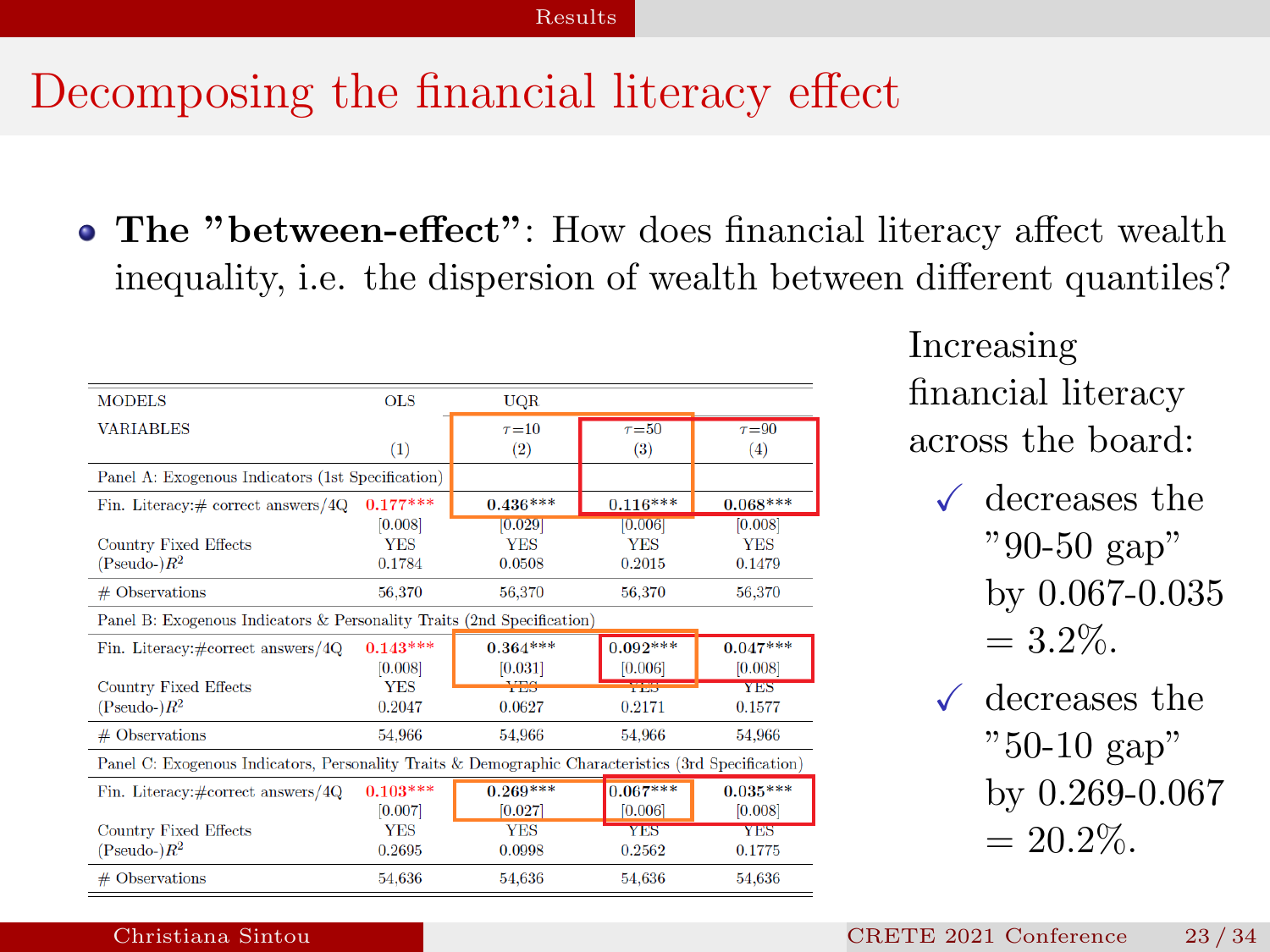# Decomposing the financial literacy effect

- **The "between-effect"**: How does financial literacy affect wealth inequality, i.e. the dispersion of wealth between different quantiles?

| MODELS | OLS | UQR | | |
|---|---|---|---|---|
| VARIABLES | | $\tau$=10 | $\tau$=50 | $\tau$=90 |
| | (1) | (2) | (3) | (4) |
| Panel A: Exogenous Indicators (1st Specification) | | | | |
| Fin. Literacy:# correct answers/4Q | 0.177*** | **0.436***** | 0.116*** | **0.068***** |
| | [0.008] | [0.029] | [0.006] | [0.008] |
| Country Fixed Effects | YES | YES | YES | YES |
| (Pseudo-)$R^2$ | 0.1784 | 0.0508 | 0.2015 | 0.1479 |
| # Observations | 56,370 | 56,370 | 56,370 | 56,370 |
| Panel B: Exogenous Indicators & Personality Traits (2nd Specification) | | | | |
| Fin. Literacy:#correct answers/4Q | 0.143*** | 0.364*** | 0.092*** | 0.047*** |
| | [0.008] | [0.031] | [0.006] | [0.008] |
| Country Fixed Effects | YES | YES | YES | YES |
| (Pseudo-)$R^2$ | 0.2047 | 0.0627 | 0.2171 | 0.1577 |
| # Observations | 54,966 | 54,966 | 54,966 | 54,966 |
| Panel C: Exogenous Indicators, Personality Traits & Demographic Characteristics (3rd Specification) | | | | |
| Fin. Literacy:#correct answers/4Q | 0.103*** | 0.269*** | 0.067*** | 0.035*** |
| | [0.007] | [0.027] | [0.006] | [0.008] |
| Country Fixed Effects | YES | YES | YES | YES |
| (Pseudo-)$R^2$ | 0.2695 | 0.0998 | 0.2562 | 0.1775 |
| # Observations | 54,636 | 54,636 | 54,636 | 54,636 |

Increasing financial literacy across the board:

- ✓ decreases the "90-50 gap" by 0.067-0.035 = 3.2%.
- ✓ decreases the "50-10 gap" by 0.269-0.067 = 20.2%.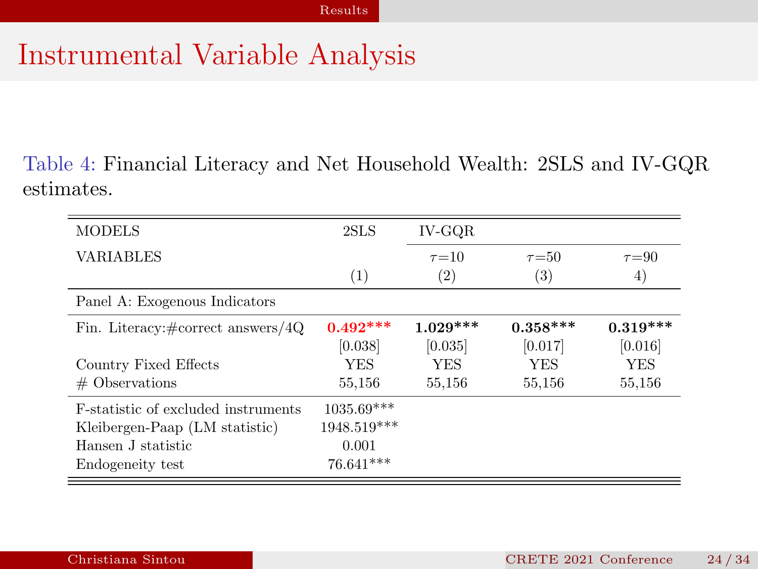# Instrumental Variable Analysis

Table 4: Financial Literacy and Net Household Wealth: 2SLS and IV-GQR estimates.

| MODELS | 2SLS | IV-GQR | | |
|---|---|---|---|---|
| VARIABLES | | $\tau$=10 | $\tau$=50 | $\tau$=90 |
| | (1) | (2) | (3) | 4) |
| Panel A: Exogenous Indicators | | | | |
| Fin. Literacy:#correct answers/4Q | **0.492*** ** | **1.029*** ** | **0.358*** ** | **0.319*** ** |
| | [0.038] | [0.035] | [0.017] | [0.016] |
| Country Fixed Effects | YES | YES | YES | YES |
| # Observations | 55,156 | 55,156 | 55,156 | 55,156 |
| F-statistic of excluded instruments | 1035.69*** | | | |
| Kleibergen-Paap (LM statistic) | 1948.519*** | | | |
| Hansen J statistic | 0.001 | | | |
| Endogeneity test | 76.641*** | | | |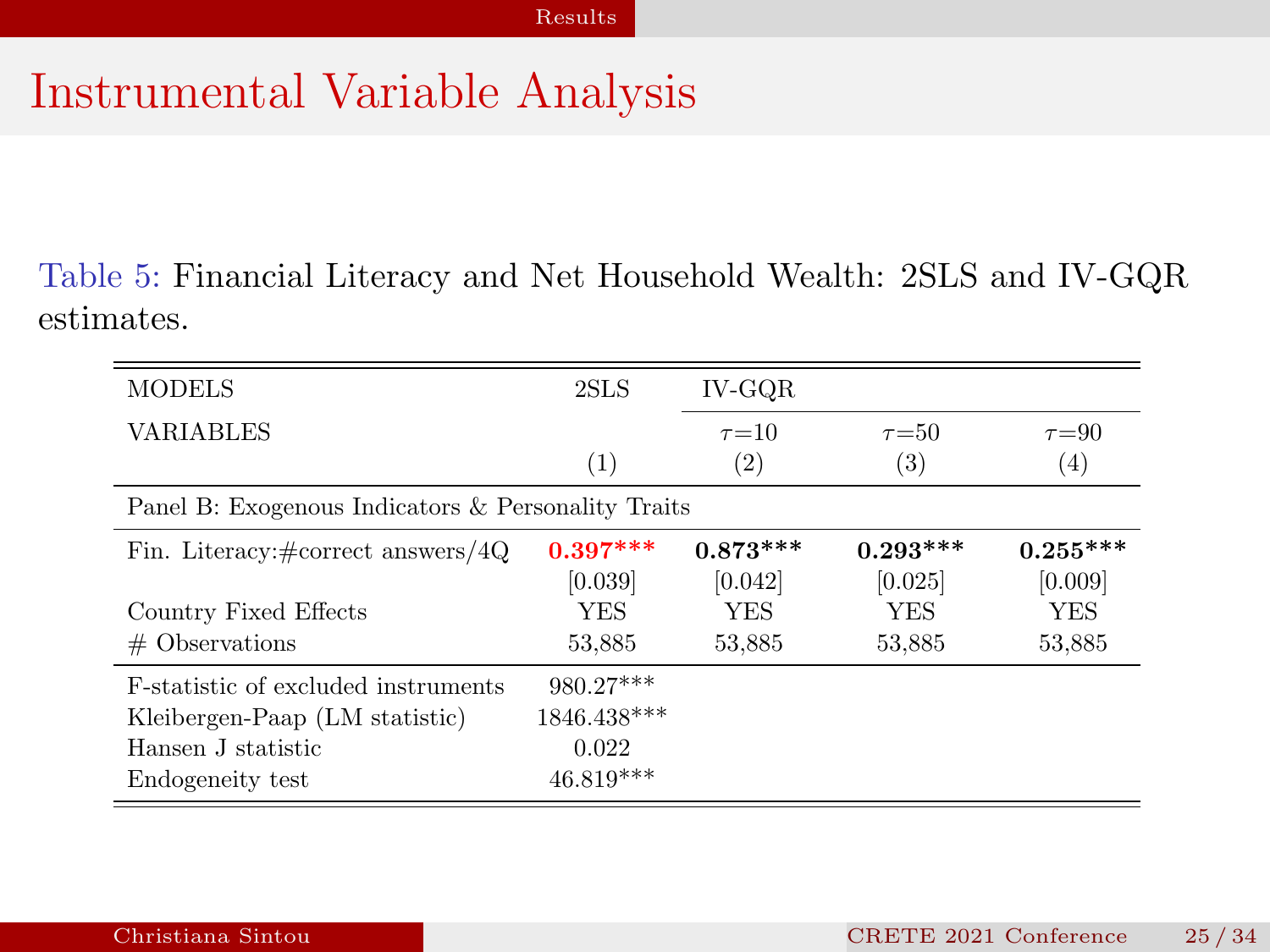# Instrumental Variable Analysis

Table 5: Financial Literacy and Net Household Wealth: 2SLS and IV-GQR estimates.

| MODELS | 2SLS | IV-GQR | | |
|---|---|---|---|---|
| VARIABLES | | $\tau$=10 | $\tau$=50 | $\tau$=90 |
| | (1) | (2) | (3) | (4) |
| Panel B: Exogenous Indicators & Personality Traits | | | | |
| Fin. Literacy:#correct answers/4Q | **0.397*** ** | **0.873*** ** | **0.293*** ** | **0.255*** ** |
| | [0.039] | [0.042] | [0.025] | [0.009] |
| Country Fixed Effects | YES | YES | YES | YES |
| # Observations | 53,885 | 53,885 | 53,885 | 53,885 |
| F-statistic of excluded instruments | 980.27*** | | | |
| Kleibergen-Paap (LM statistic) | 1846.438*** | | | |
| Hansen J statistic | 0.022 | | | |
| Endogeneity test | 46.819*** | | | |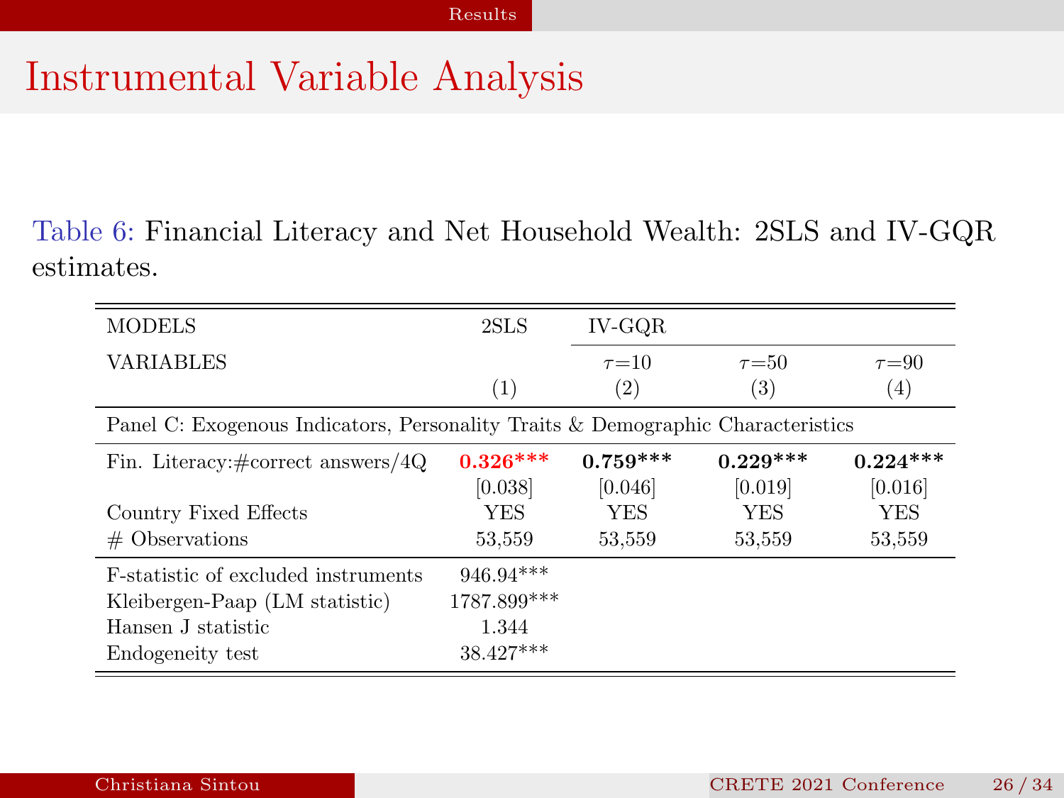# Instrumental Variable Analysis

Table 6: Financial Literacy and Net Household Wealth: 2SLS and IV-GQR estimates.

| MODELS | 2SLS | IV-GQR | | |
|---|---|---|---|---|
| VARIABLES | | $\tau$=10 | $\tau$=50 | $\tau$=90 |
| | (1) | (2) | (3) | (4) |
| Panel C: Exogenous Indicators, Personality Traits & Demographic Characteristics | | | | |
| Fin. Literacy:#correct answers/4Q | **0.326*****| **0.759***** | **0.229***** | **0.224***** |
| | [0.038] | [0.046] | [0.019] | [0.016] |
| Country Fixed Effects | YES | YES | YES | YES |
| # Observations | 53,559 | 53,559 | 53,559 | 53,559 |
| F-statistic of excluded instruments | 946.94*** | | | |
| Kleibergen-Paap (LM statistic) | 1787.899*** | | | |
| Hansen J statistic | 1.344 | | | |
| Endogeneity test | 38.427*** | | | |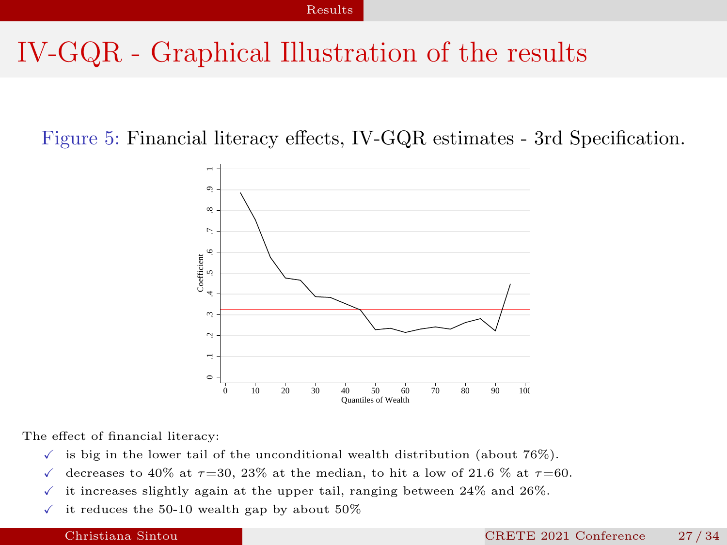# IV-GQR - Graphical Illustration of the results

Figure 5: Financial literacy effects, IV-GQR estimates - 3rd Specification.

The effect of financial literacy:

- ✓ is big in the lower tail of the unconditional wealth distribution (about 76%).
- ✓ decreases to 40% at $\tau$=30, 23% at the median, to hit a low of 21.6 % at $\tau$=60.
- ✓ it increases slightly again at the upper tail, ranging between 24% and 26%.
- ✓ it reduces the 50-10 wealth gap by about 50%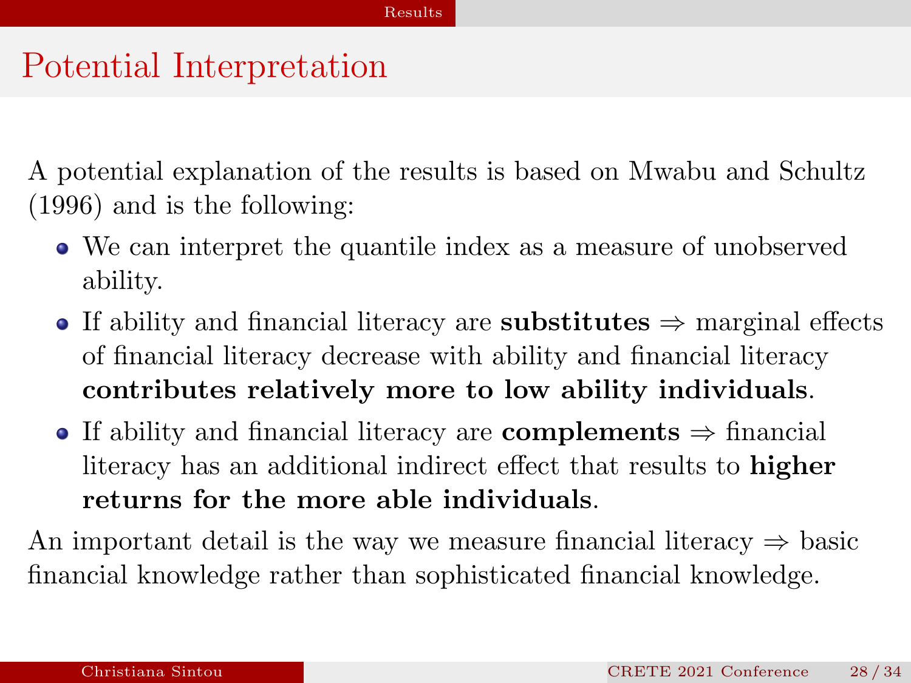# Potential Interpretation

A potential explanation of the results is based on Mwabu and Schultz (1996) and is the following:

- We can interpret the quantile index as a measure of unobserved ability.
- If ability and financial literacy are **substitutes** $\Rightarrow$ marginal effects of financial literacy decrease with ability and financial literacy **contributes relatively more to low ability individuals**.
- If ability and financial literacy are **complements** $\Rightarrow$ financial literacy has an additional indirect effect that results to **higher returns for the more able individuals**.

An important detail is the way we measure financial literacy $\Rightarrow$ basic financial knowledge rather than sophisticated financial knowledge.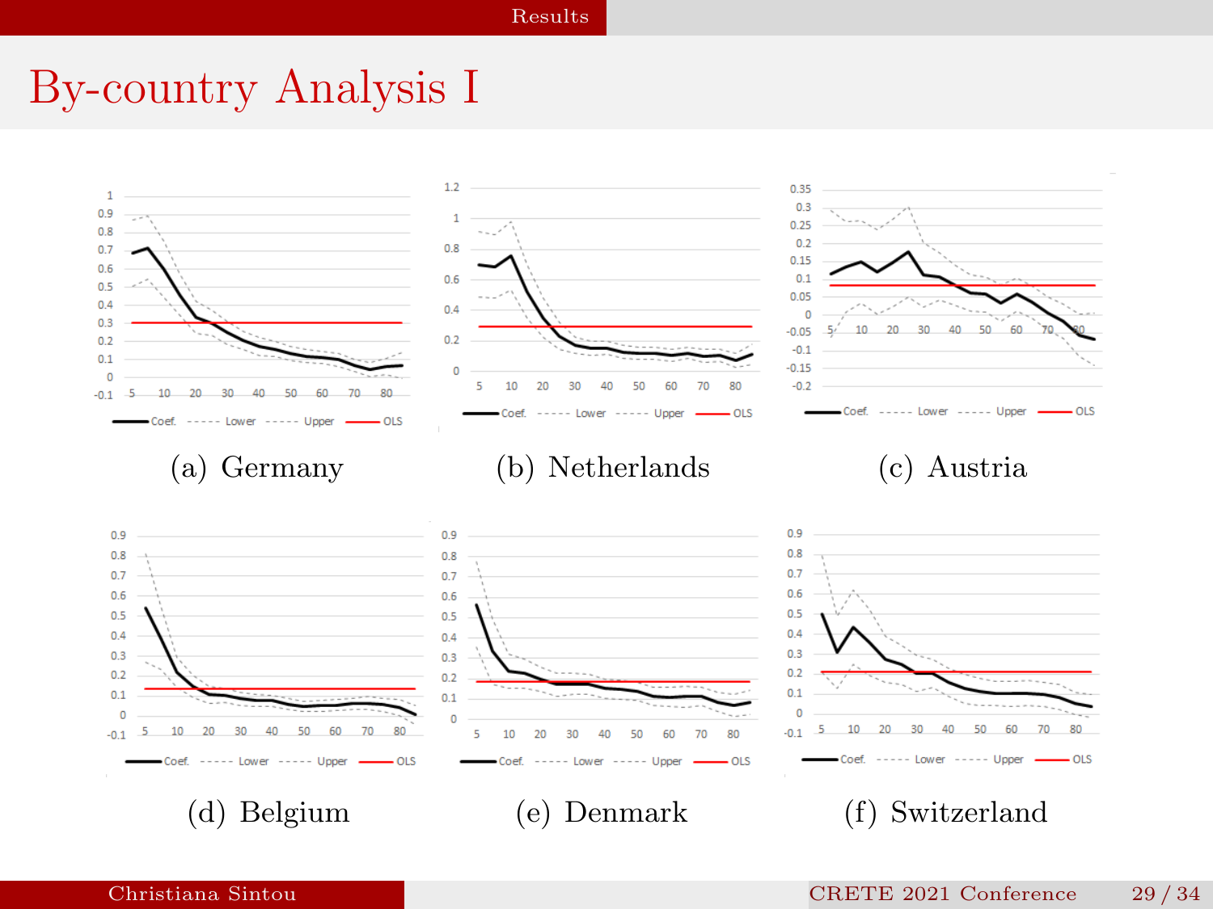# By-country Analysis I

(a) Germany

(b) Netherlands

(c) Austria

(d) Belgium

(e) Denmark

(f) Switzerland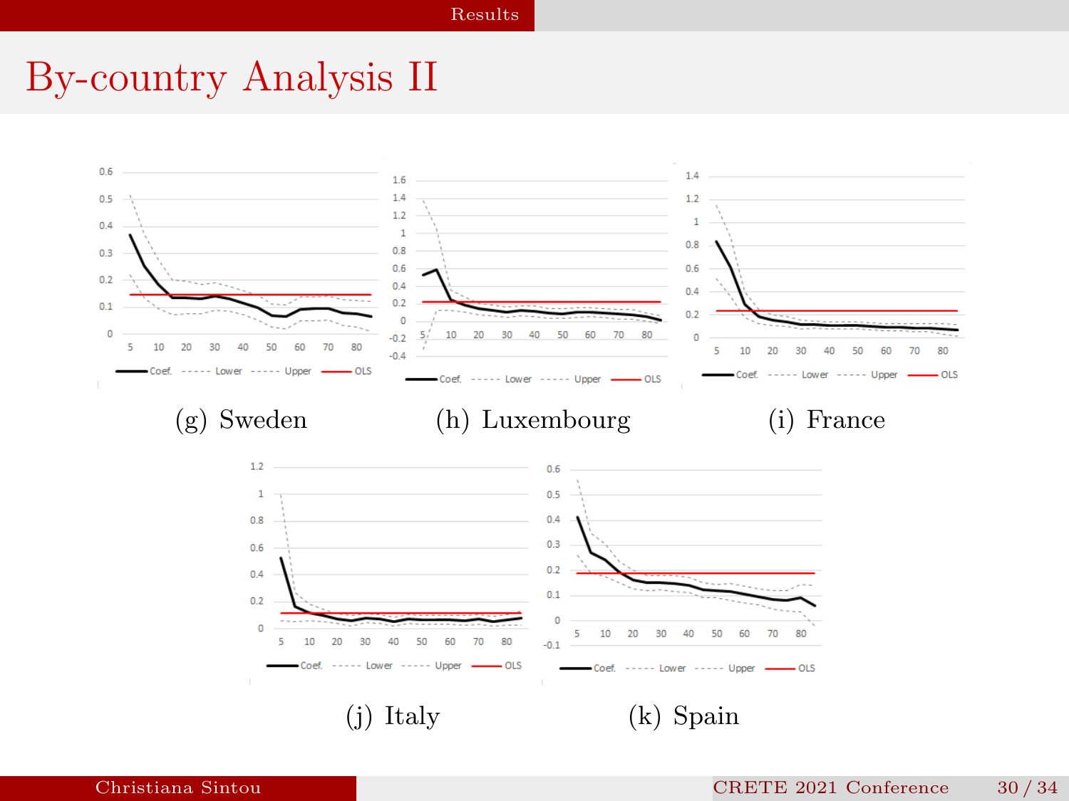# By-country Analysis II

(g) Sweden

(h) Luxembourg

(i) France

(j) Italy

(k) Spain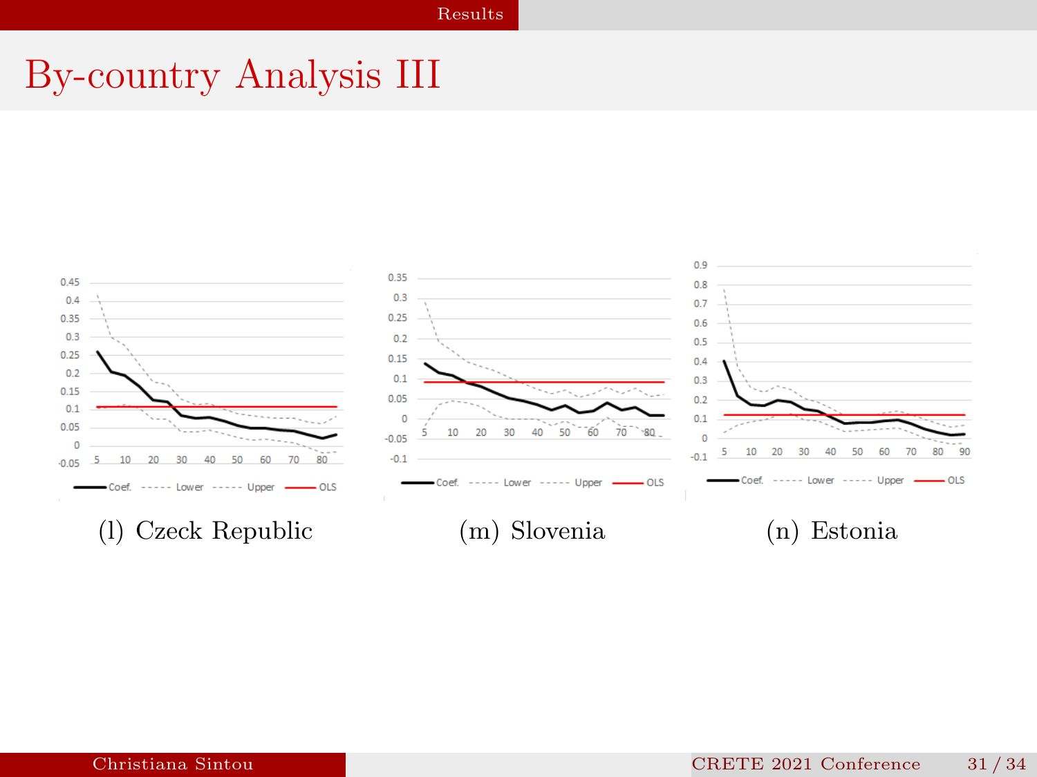# By-country Analysis III

(l) Czeck Republic

(m) Slovenia

(n) Estonia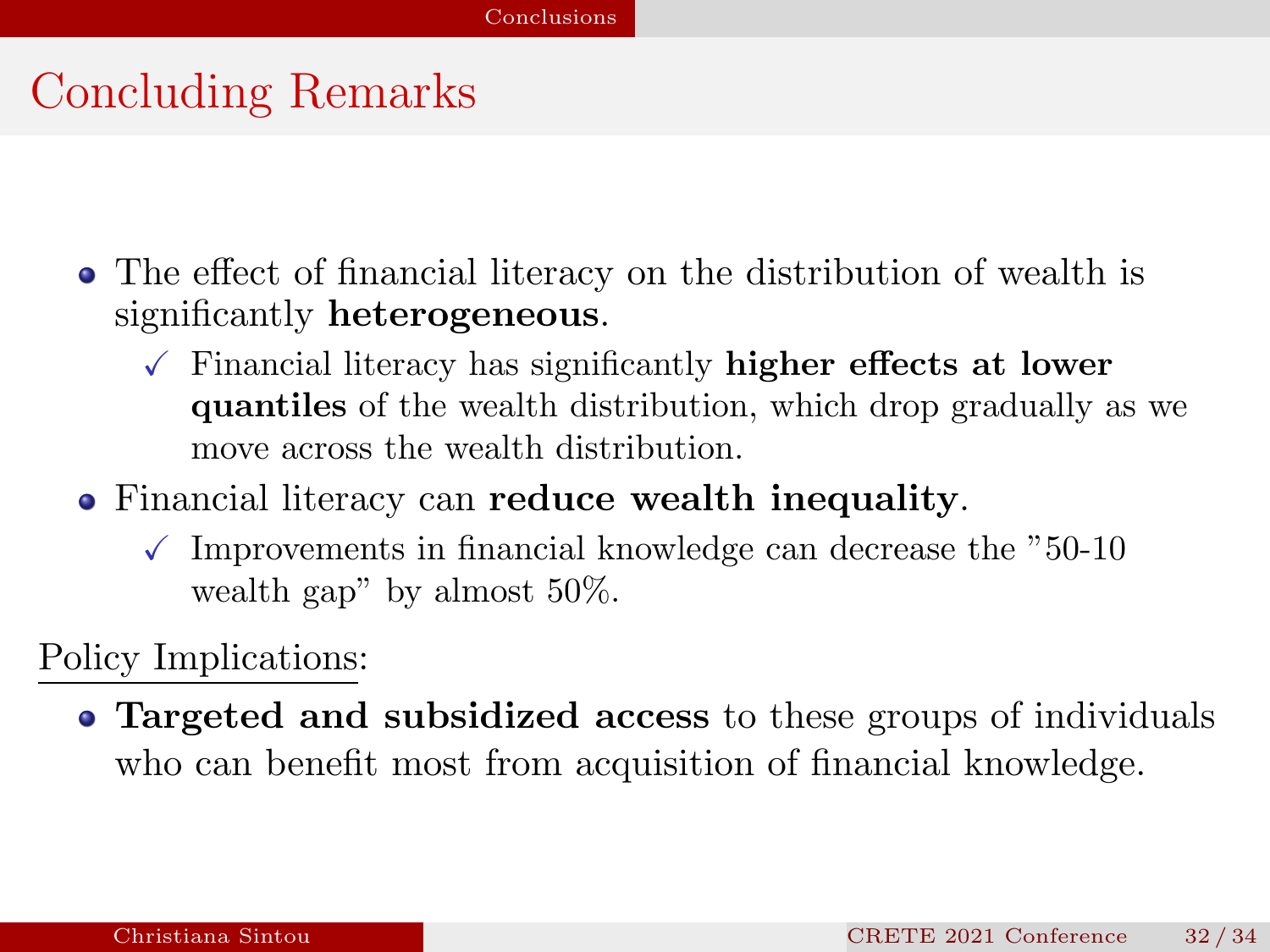# Concluding Remarks

- The effect of financial literacy on the distribution of wealth is significantly **heterogeneous**.
  - ✓ Financial literacy has significantly **higher effects at lower quantiles** of the wealth distribution, which drop gradually as we move across the wealth distribution.
- Financial literacy can **reduce wealth inequality**.
  - ✓ Improvements in financial knowledge can decrease the "50-10 wealth gap" by almost 50%.

Policy Implications:

- **Targeted and subsidized access** to these groups of individuals who can benefit most from acquisition of financial knowledge.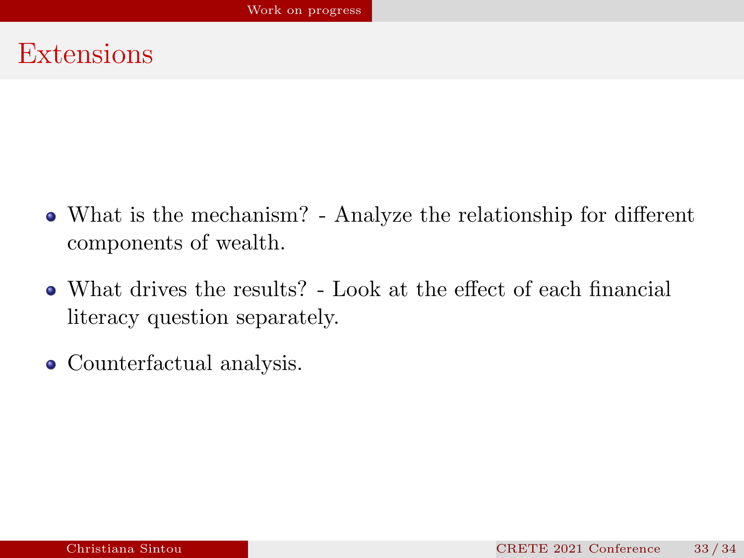# Extensions

- What is the mechanism? - Analyze the relationship for different components of wealth.
- What drives the results? - Look at the effect of each financial literacy question separately.
- Counterfactual analysis.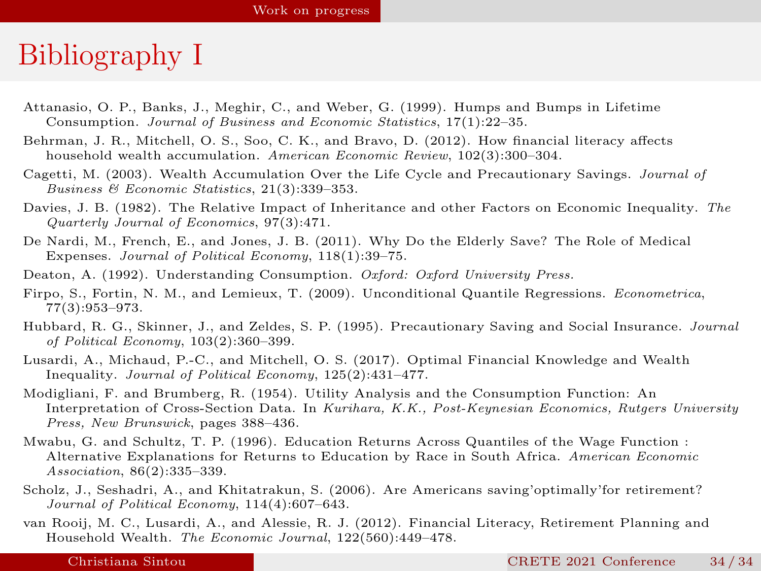# Bibliography I

Attanasio, O. P., Banks, J., Meghir, C., and Weber, G. (1999). Humps and Bumps in Lifetime Consumption. *Journal of Business and Economic Statistics*, 17(1):22–35.

Behrman, J. R., Mitchell, O. S., Soo, C. K., and Bravo, D. (2012). How financial literacy affects household wealth accumulation. *American Economic Review*, 102(3):300–304.

Cagetti, M. (2003). Wealth Accumulation Over the Life Cycle and Precautionary Savings. *Journal of Business & Economic Statistics*, 21(3):339–353.

Davies, J. B. (1982). The Relative Impact of Inheritance and other Factors on Economic Inequality. *The Quarterly Journal of Economics*, 97(3):471.

De Nardi, M., French, E., and Jones, J. B. (2011). Why Do the Elderly Save? The Role of Medical Expenses. *Journal of Political Economy*, 118(1):39–75.

Deaton, A. (1992). Understanding Consumption. *Oxford: Oxford University Press.*

Firpo, S., Fortin, N. M., and Lemieux, T. (2009). Unconditional Quantile Regressions. *Econometrica*, 77(3):953–973.

Hubbard, R. G., Skinner, J., and Zeldes, S. P. (1995). Precautionary Saving and Social Insurance. *Journal of Political Economy*, 103(2):360–399.

Lusardi, A., Michaud, P.-C., and Mitchell, O. S. (2017). Optimal Financial Knowledge and Wealth Inequality. *Journal of Political Economy*, 125(2):431–477.

Modigliani, F. and Brumberg, R. (1954). Utility Analysis and the Consumption Function: An Interpretation of Cross-Section Data. In *Kurihara, K.K., Post-Keynesian Economics, Rutgers University Press, New Brunswick*, pages 388–436.

Mwabu, G. and Schultz, T. P. (1996). Education Returns Across Quantiles of the Wage Function : Alternative Explanations for Returns to Education by Race in South Africa. *American Economic Association*, 86(2):335–339.

Scholz, J., Seshadri, A., and Khitatrakun, S. (2006). Are Americans saving'optimally'for retirement? *Journal of Political Economy*, 114(4):607–643.

van Rooij, M. C., Lusardi, A., and Alessie, R. J. (2012). Financial Literacy, Retirement Planning and Household Wealth. *The Economic Journal*, 122(560):449–478.